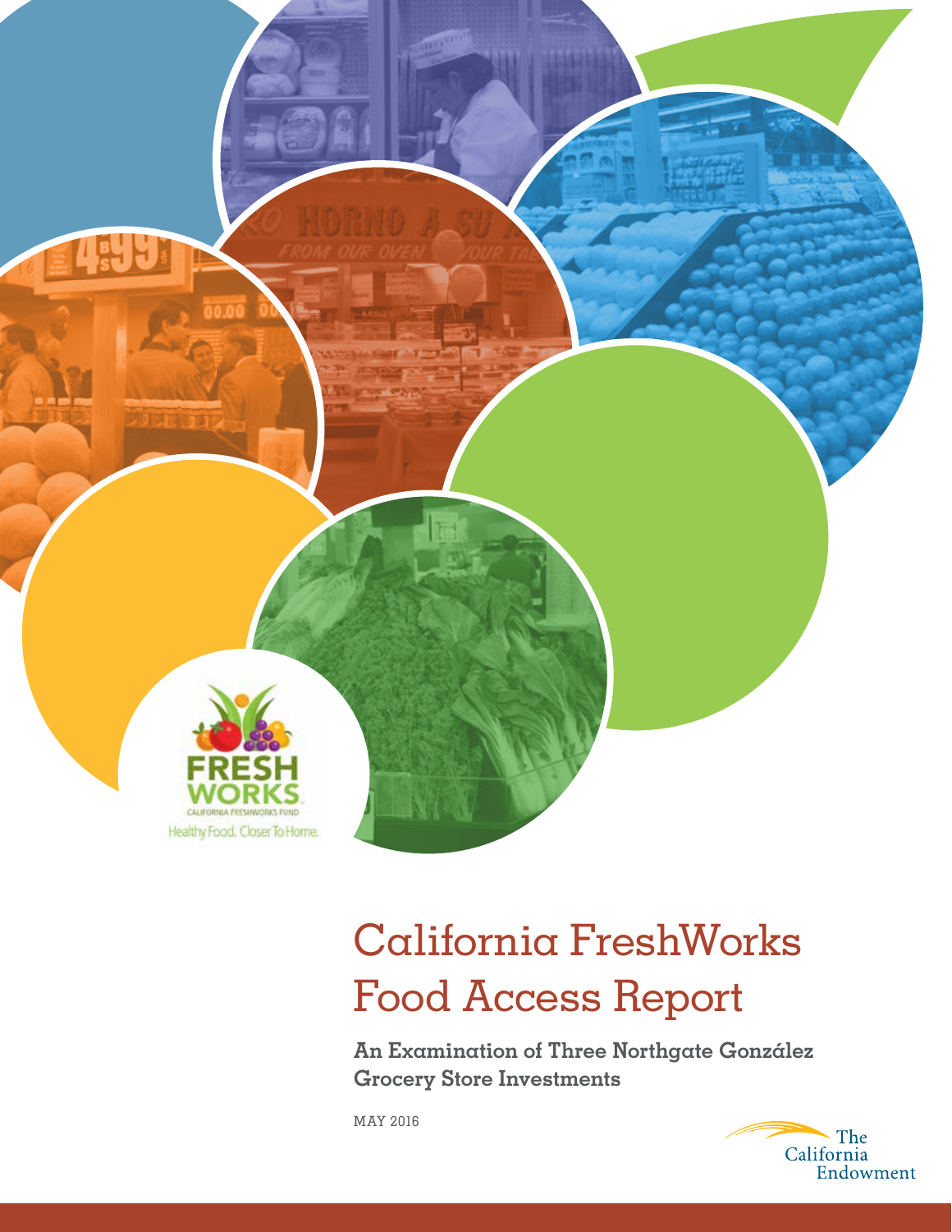FRESH WORKS

CALIFORNIA FRESHWORKS FUND

Healthy Food. Closer To Home.

# California FreshWorks Food Access Report

**An Examination of Three Northgate González Grocery Store Investments**

MAY 2016

The California Endowment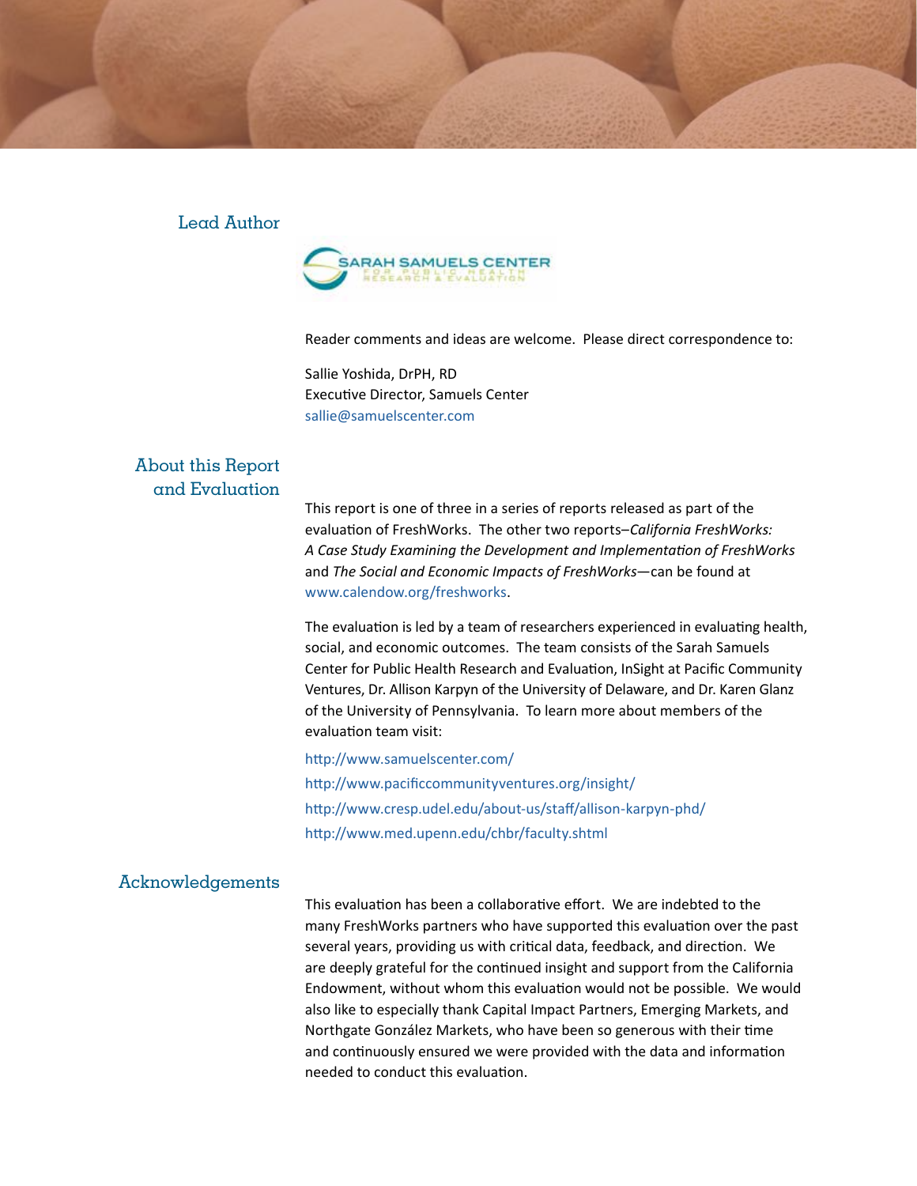## Lead Author

SARAH SAMUELS CENTER FOR PUBLIC HEALTH RESEARCH & EVALUATION

Reader comments and ideas are welcome. Please direct correspondence to:

Sallie Yoshida, DrPH, RD
Executive Director, Samuels Center
sallie@samuelscenter.com

## About this Report and Evaluation

This report is one of three in a series of reports released as part of the evaluation of FreshWorks. The other two reports–*California FreshWorks: A Case Study Examining the Development and Implementation of FreshWorks* and *The Social and Economic Impacts of FreshWorks*—can be found at www.calendow.org/freshworks.

The evaluation is led by a team of researchers experienced in evaluating health, social, and economic outcomes. The team consists of the Sarah Samuels Center for Public Health Research and Evaluation, InSight at Pacific Community Ventures, Dr. Allison Karpyn of the University of Delaware, and Dr. Karen Glanz of the University of Pennsylvania. To learn more about members of the evaluation team visit:

http://www.samuelscenter.com/
http://www.pacificcommunityventures.org/insight/
http://www.cresp.udel.edu/about-us/staff/allison-karpyn-phd/
http://www.med.upenn.edu/chbr/faculty.shtml

## Acknowledgements

This evaluation has been a collaborative effort. We are indebted to the many FreshWorks partners who have supported this evaluation over the past several years, providing us with critical data, feedback, and direction. We are deeply grateful for the continued insight and support from the California Endowment, without whom this evaluation would not be possible. We would also like to especially thank Capital Impact Partners, Emerging Markets, and Northgate González Markets, who have been so generous with their time and continuously ensured we were provided with the data and information needed to conduct this evaluation.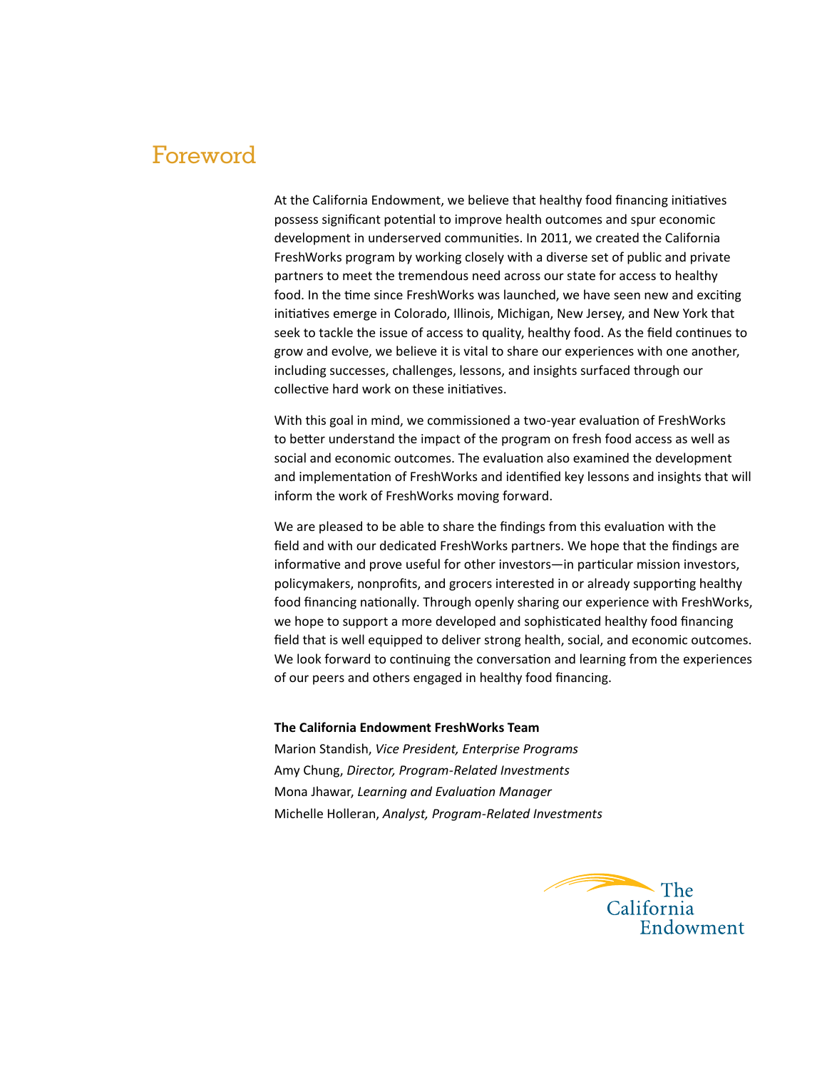# Foreword

At the California Endowment, we believe that healthy food financing initiatives possess significant potential to improve health outcomes and spur economic development in underserved communities. In 2011, we created the California FreshWorks program by working closely with a diverse set of public and private partners to meet the tremendous need across our state for access to healthy food. In the time since FreshWorks was launched, we have seen new and exciting initiatives emerge in Colorado, Illinois, Michigan, New Jersey, and New York that seek to tackle the issue of access to quality, healthy food. As the field continues to grow and evolve, we believe it is vital to share our experiences with one another, including successes, challenges, lessons, and insights surfaced through our collective hard work on these initiatives.

With this goal in mind, we commissioned a two-year evaluation of FreshWorks to better understand the impact of the program on fresh food access as well as social and economic outcomes. The evaluation also examined the development and implementation of FreshWorks and identified key lessons and insights that will inform the work of FreshWorks moving forward.

We are pleased to be able to share the findings from this evaluation with the field and with our dedicated FreshWorks partners. We hope that the findings are informative and prove useful for other investors—in particular mission investors, policymakers, nonprofits, and grocers interested in or already supporting healthy food financing nationally. Through openly sharing our experience with FreshWorks, we hope to support a more developed and sophisticated healthy food financing field that is well equipped to deliver strong health, social, and economic outcomes. We look forward to continuing the conversation and learning from the experiences of our peers and others engaged in healthy food financing.

**The California Endowment FreshWorks Team**

Marion Standish, *Vice President, Enterprise Programs*
Amy Chung, *Director, Program-Related Investments*
Mona Jhawar, *Learning and Evaluation Manager*
Michelle Holleran, *Analyst, Program-Related Investments*

The California Endowment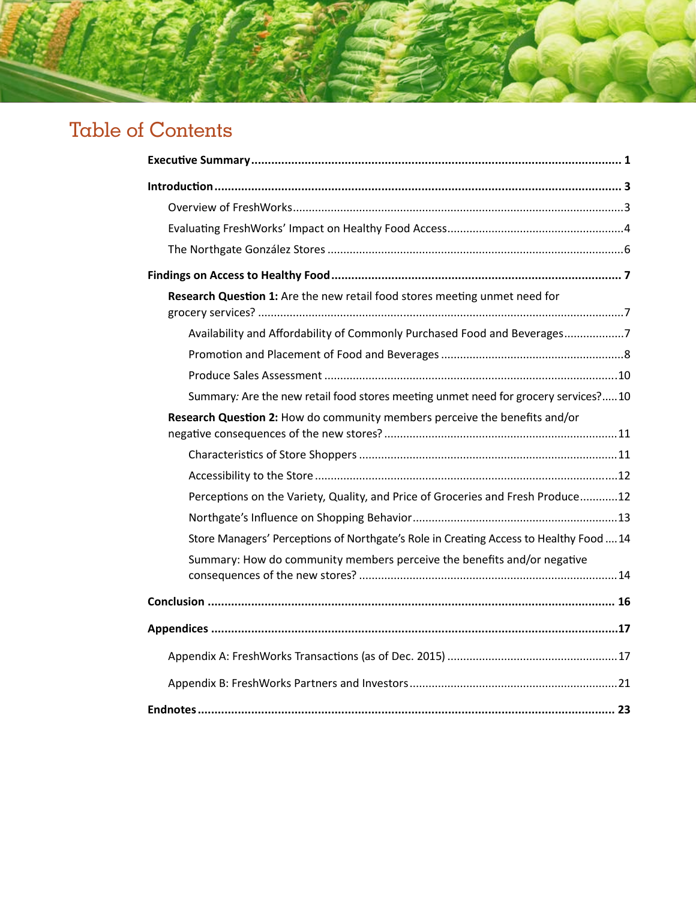# Table of Contents

**Executive Summary** .......... **1**

**Introduction** .......... **3**

- Overview of FreshWorks .......... 3
- Evaluating FreshWorks' Impact on Healthy Food Access .......... 4
- The Northgate González Stores .......... 6

**Findings on Access to Healthy Food** .......... **7**

- **Research Question 1:** Are the new retail food stores meeting unmet need for grocery services? .......... 7
  - Availability and Affordability of Commonly Purchased Food and Beverages .......... 7
  - Promotion and Placement of Food and Beverages .......... 8
  - Produce Sales Assessment .......... 10
  - Summary*:* Are the new retail food stores meeting unmet need for grocery services? .......... 10
- **Research Question 2:** How do community members perceive the benefits and/or negative consequences of the new stores? .......... 11
  - Characteristics of Store Shoppers .......... 11
  - Accessibility to the Store .......... 12
  - Perceptions on the Variety, Quality, and Price of Groceries and Fresh Produce .......... 12
  - Northgate's Influence on Shopping Behavior .......... 13
  - Store Managers' Perceptions of Northgate's Role in Creating Access to Healthy Food .......... 14
  - Summary: How do community members perceive the benefits and/or negative consequences of the new stores? .......... 14

**Conclusion** .......... **16**

**Appendices** .......... **17**

- Appendix A: FreshWorks Transactions (as of Dec. 2015) .......... 17
- Appendix B: FreshWorks Partners and Investors .......... 21

**Endnotes** .......... **23**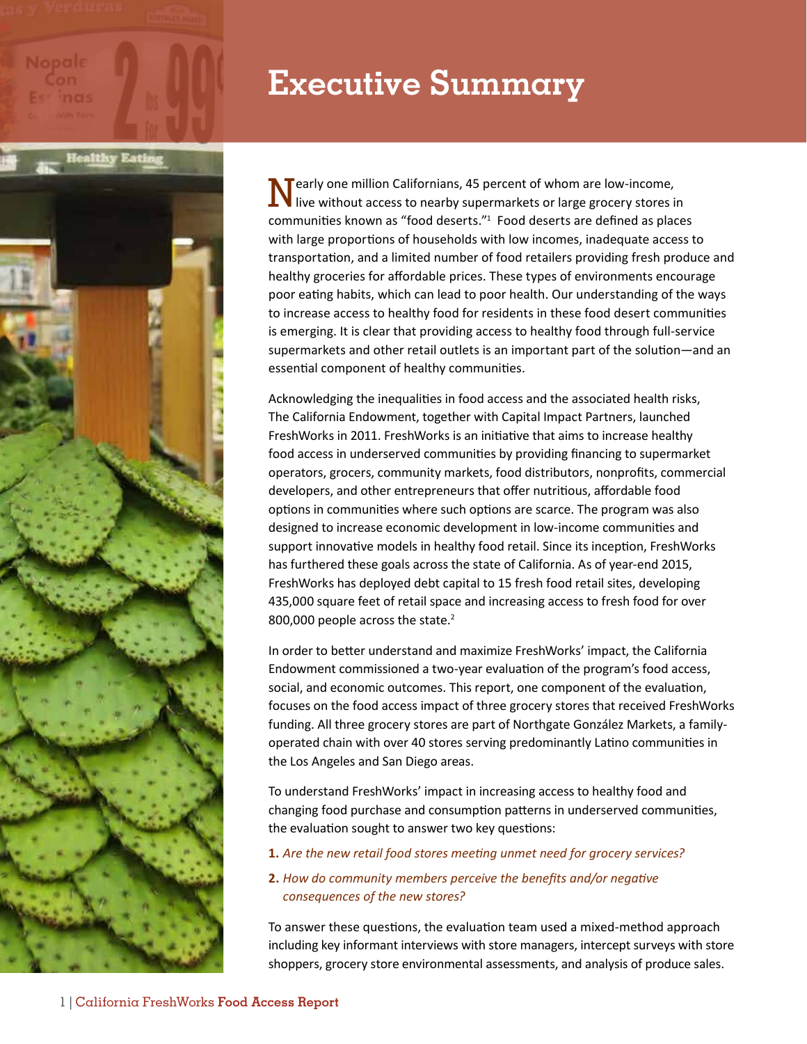# Executive Summary

Nearly one million Californians, 45 percent of whom are low-income, live without access to nearby supermarkets or large grocery stores in communities known as "food deserts."[1] Food deserts are defined as places with large proportions of households with low incomes, inadequate access to transportation, and a limited number of food retailers providing fresh produce and healthy groceries for affordable prices. These types of environments encourage poor eating habits, which can lead to poor health. Our understanding of the ways to increase access to healthy food for residents in these food desert communities is emerging. It is clear that providing access to healthy food through full-service supermarkets and other retail outlets is an important part of the solution—and an essential component of healthy communities.

Acknowledging the inequalities in food access and the associated health risks, The California Endowment, together with Capital Impact Partners, launched FreshWorks in 2011. FreshWorks is an initiative that aims to increase healthy food access in underserved communities by providing financing to supermarket operators, grocers, community markets, food distributors, nonprofits, commercial developers, and other entrepreneurs that offer nutritious, affordable food options in communities where such options are scarce. The program was also designed to increase economic development in low-income communities and support innovative models in healthy food retail. Since its inception, FreshWorks has furthered these goals across the state of California. As of year-end 2015, FreshWorks has deployed debt capital to 15 fresh food retail sites, developing 435,000 square feet of retail space and increasing access to fresh food for over 800,000 people across the state.[2]

In order to better understand and maximize FreshWorks' impact, the California Endowment commissioned a two-year evaluation of the program's food access, social, and economic outcomes. This report, one component of the evaluation, focuses on the food access impact of three grocery stores that received FreshWorks funding. All three grocery stores are part of Northgate González Markets, a family-operated chain with over 40 stores serving predominantly Latino communities in the Los Angeles and San Diego areas.

To understand FreshWorks' impact in increasing access to healthy food and changing food purchase and consumption patterns in underserved communities, the evaluation sought to answer two key questions:

1. *Are the new retail food stores meeting unmet need for grocery services?*
2. *How do community members perceive the benefits and/or negative consequences of the new stores?*

To answer these questions, the evaluation team used a mixed-method approach including key informant interviews with store managers, intercept surveys with store shoppers, grocery store environmental assessments, and analysis of produce sales.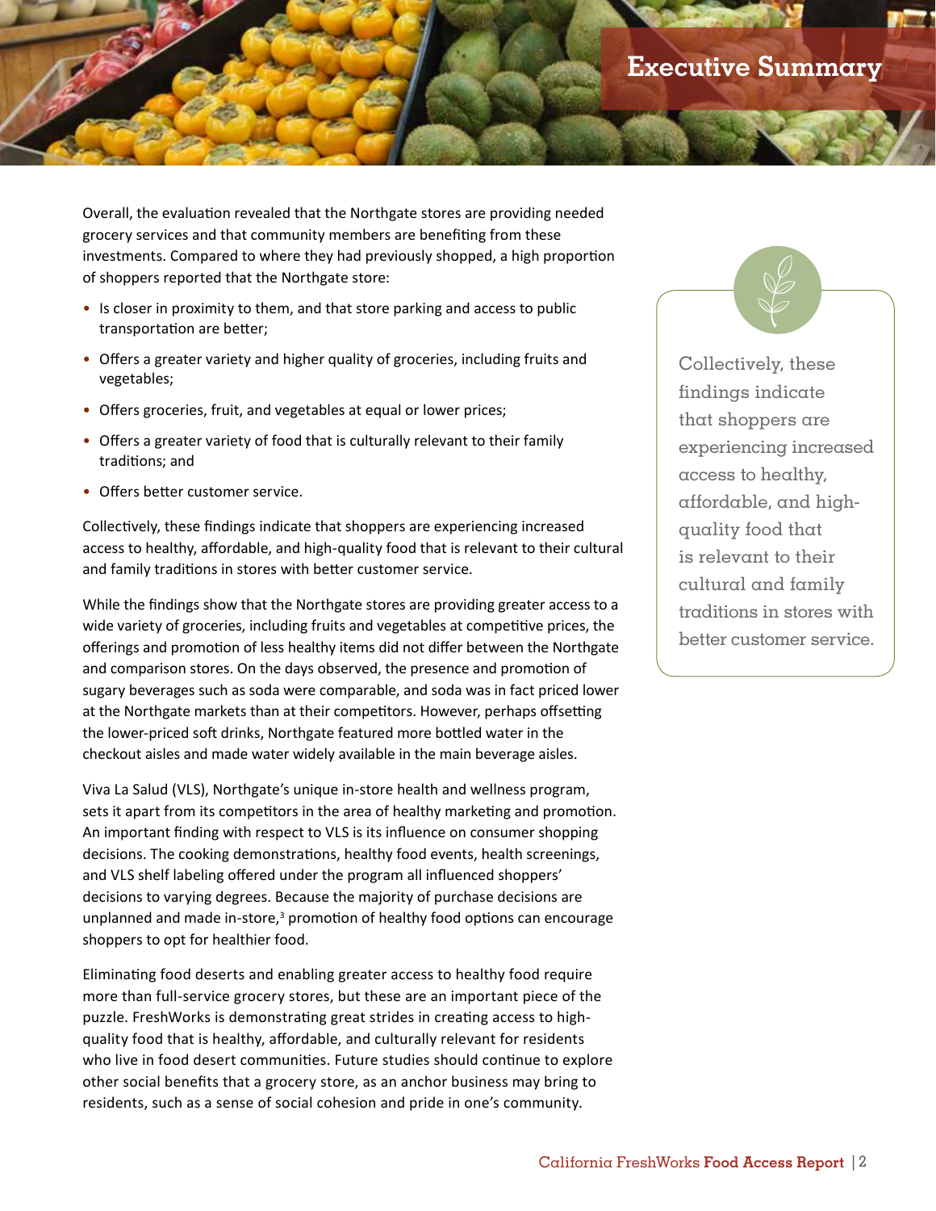# Executive Summary

Overall, the evaluation revealed that the Northgate stores are providing needed grocery services and that community members are benefiting from these investments. Compared to where they had previously shopped, a high proportion of shoppers reported that the Northgate store:

- Is closer in proximity to them, and that store parking and access to public transportation are better;
- Offers a greater variety and higher quality of groceries, including fruits and vegetables;
- Offers groceries, fruit, and vegetables at equal or lower prices;
- Offers a greater variety of food that is culturally relevant to their family traditions; and
- Offers better customer service.

Collectively, these findings indicate that shoppers are experiencing increased access to healthy, affordable, and high-quality food that is relevant to their cultural and family traditions in stores with better customer service.

While the findings show that the Northgate stores are providing greater access to a wide variety of groceries, including fruits and vegetables at competitive prices, the offerings and promotion of less healthy items did not differ between the Northgate and comparison stores. On the days observed, the presence and promotion of sugary beverages such as soda were comparable, and soda was in fact priced lower at the Northgate markets than at their competitors. However, perhaps offsetting the lower-priced soft drinks, Northgate featured more bottled water in the checkout aisles and made water widely available in the main beverage aisles.

Viva La Salud (VLS), Northgate's unique in-store health and wellness program, sets it apart from its competitors in the area of healthy marketing and promotion. An important finding with respect to VLS is its influence on consumer shopping decisions. The cooking demonstrations, healthy food events, health screenings, and VLS shelf labeling offered under the program all influenced shoppers' decisions to varying degrees. Because the majority of purchase decisions are unplanned and made in-store,[3] promotion of healthy food options can encourage shoppers to opt for healthier food.

Eliminating food deserts and enabling greater access to healthy food require more than full-service grocery stores, but these are an important piece of the puzzle. FreshWorks is demonstrating great strides in creating access to high-quality food that is healthy, affordable, and culturally relevant for residents who live in food desert communities. Future studies should continue to explore other social benefits that a grocery store, as an anchor business may bring to residents, such as a sense of social cohesion and pride in one's community.

> Collectively, these findings indicate that shoppers are experiencing increased access to healthy, affordable, and high-quality food that is relevant to their cultural and family traditions in stores with better customer service.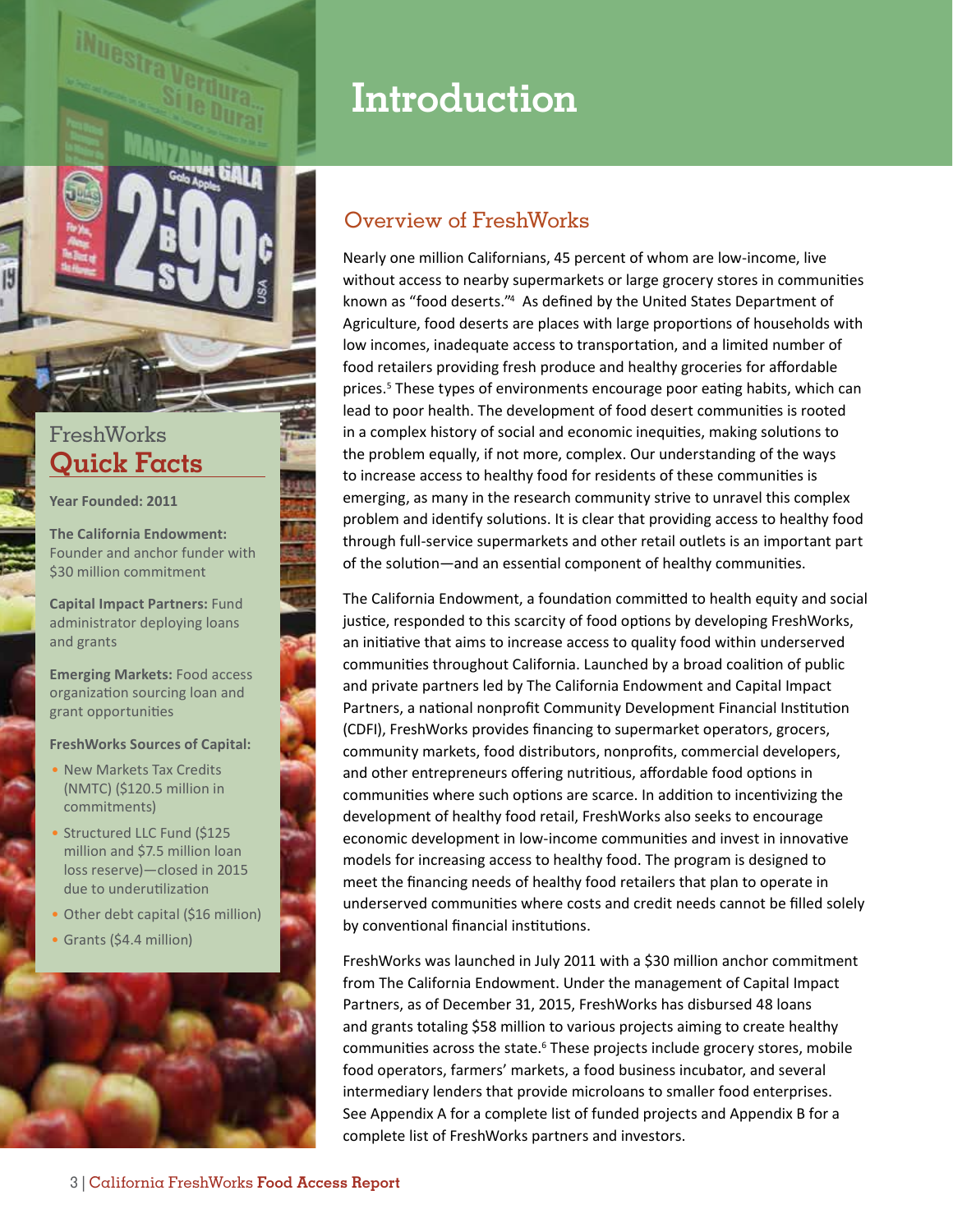# Introduction

## FreshWorks Quick Facts

**Year Founded: 2011**

**The California Endowment:** Founder and anchor funder with $30 million commitment

**Capital Impact Partners:** Fund administrator deploying loans and grants

**Emerging Markets:** Food access organization sourcing loan and grant opportunities

**FreshWorks Sources of Capital:**

- New Markets Tax Credits (NMTC) ($120.5 million in commitments)
- Structured LLC Fund ($125 million and $7.5 million loan loss reserve)—closed in 2015 due to underutilization
- Other debt capital ($16 million)
- Grants ($4.4 million)

## Overview of FreshWorks

Nearly one million Californians, 45 percent of whom are low-income, live without access to nearby supermarkets or large grocery stores in communities known as "food deserts."[4] As defined by the United States Department of Agriculture, food deserts are places with large proportions of households with low incomes, inadequate access to transportation, and a limited number of food retailers providing fresh produce and healthy groceries for affordable prices.[5] These types of environments encourage poor eating habits, which can lead to poor health. The development of food desert communities is rooted in a complex history of social and economic inequities, making solutions to the problem equally, if not more, complex. Our understanding of the ways to increase access to healthy food for residents of these communities is emerging, as many in the research community strive to unravel this complex problem and identify solutions. It is clear that providing access to healthy food through full-service supermarkets and other retail outlets is an important part of the solution—and an essential component of healthy communities.

The California Endowment, a foundation committed to health equity and social justice, responded to this scarcity of food options by developing FreshWorks, an initiative that aims to increase access to quality food within underserved communities throughout California. Launched by a broad coalition of public and private partners led by The California Endowment and Capital Impact Partners, a national nonprofit Community Development Financial Institution (CDFI), FreshWorks provides financing to supermarket operators, grocers, community markets, food distributors, nonprofits, commercial developers, and other entrepreneurs offering nutritious, affordable food options in communities where such options are scarce. In addition to incentivizing the development of healthy food retail, FreshWorks also seeks to encourage economic development in low-income communities and invest in innovative models for increasing access to healthy food. The program is designed to meet the financing needs of healthy food retailers that plan to operate in underserved communities where costs and credit needs cannot be filled solely by conventional financial institutions.

FreshWorks was launched in July 2011 with a $30 million anchor commitment from The California Endowment. Under the management of Capital Impact Partners, as of December 31, 2015, FreshWorks has disbursed 48 loans and grants totaling $58 million to various projects aiming to create healthy communities across the state.[6] These projects include grocery stores, mobile food operators, farmers' markets, a food business incubator, and several intermediary lenders that provide microloans to smaller food enterprises. See Appendix A for a complete list of funded projects and Appendix B for a complete list of FreshWorks partners and investors.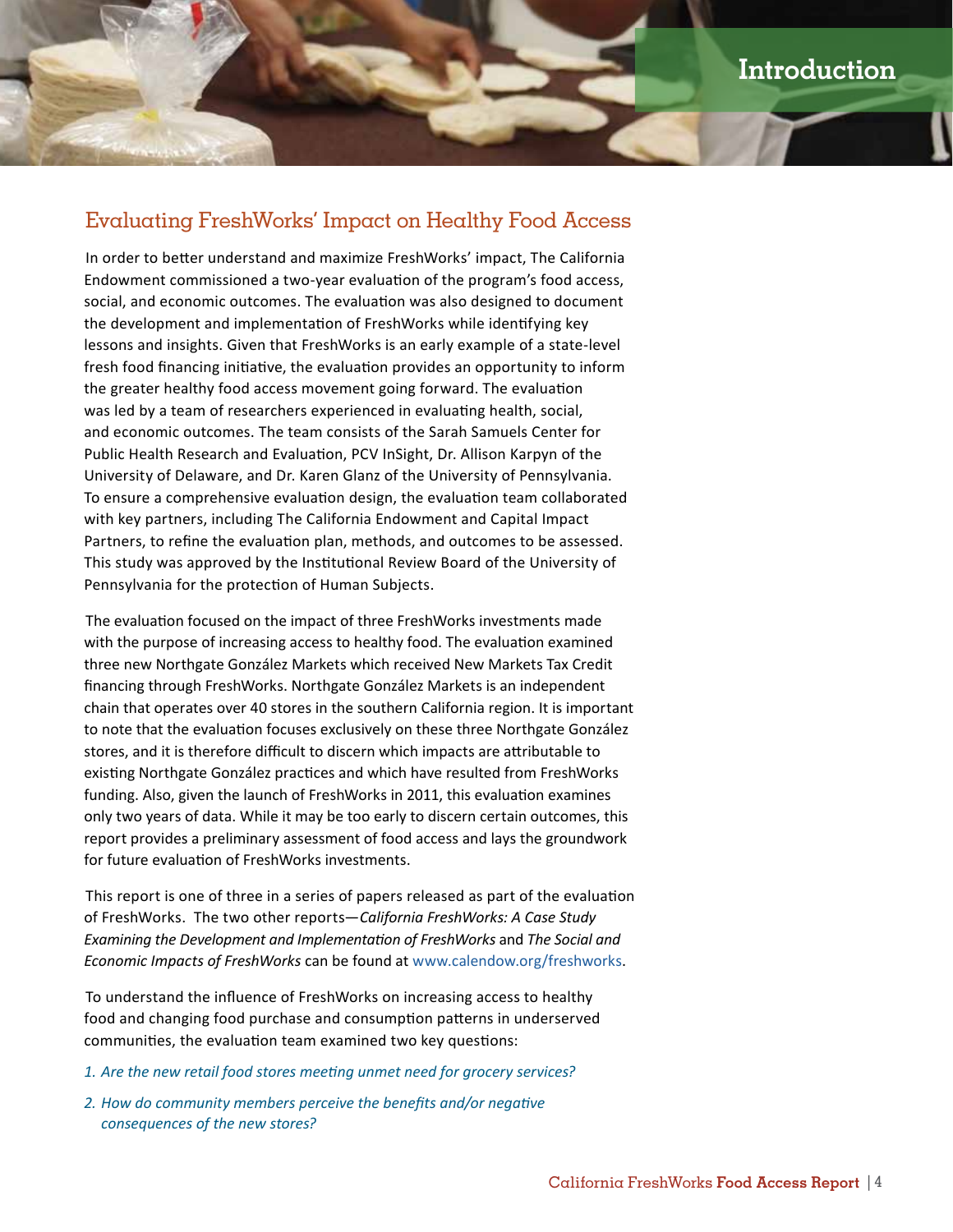# Introduction

## Evaluating FreshWorks' Impact on Healthy Food Access

In order to better understand and maximize FreshWorks' impact, The California Endowment commissioned a two-year evaluation of the program's food access, social, and economic outcomes. The evaluation was also designed to document the development and implementation of FreshWorks while identifying key lessons and insights. Given that FreshWorks is an early example of a state-level fresh food financing initiative, the evaluation provides an opportunity to inform the greater healthy food access movement going forward. The evaluation was led by a team of researchers experienced in evaluating health, social, and economic outcomes. The team consists of the Sarah Samuels Center for Public Health Research and Evaluation, PCV InSight, Dr. Allison Karpyn of the University of Delaware, and Dr. Karen Glanz of the University of Pennsylvania. To ensure a comprehensive evaluation design, the evaluation team collaborated with key partners, including The California Endowment and Capital Impact Partners, to refine the evaluation plan, methods, and outcomes to be assessed. This study was approved by the Institutional Review Board of the University of Pennsylvania for the protection of Human Subjects.

The evaluation focused on the impact of three FreshWorks investments made with the purpose of increasing access to healthy food. The evaluation examined three new Northgate González Markets which received New Markets Tax Credit financing through FreshWorks. Northgate González Markets is an independent chain that operates over 40 stores in the southern California region. It is important to note that the evaluation focuses exclusively on these three Northgate González stores, and it is therefore difficult to discern which impacts are attributable to existing Northgate González practices and which have resulted from FreshWorks funding. Also, given the launch of FreshWorks in 2011, this evaluation examines only two years of data. While it may be too early to discern certain outcomes, this report provides a preliminary assessment of food access and lays the groundwork for future evaluation of FreshWorks investments.

This report is one of three in a series of papers released as part of the evaluation of FreshWorks. The two other reports—*California FreshWorks: A Case Study Examining the Development and Implementation of FreshWorks* and *The Social and Economic Impacts of FreshWorks* can be found at www.calendow.org/freshworks.

To understand the influence of FreshWorks on increasing access to healthy food and changing food purchase and consumption patterns in underserved communities, the evaluation team examined two key questions:

1. *Are the new retail food stores meeting unmet need for grocery services?*
2. *How do community members perceive the benefits and/or negative consequences of the new stores?*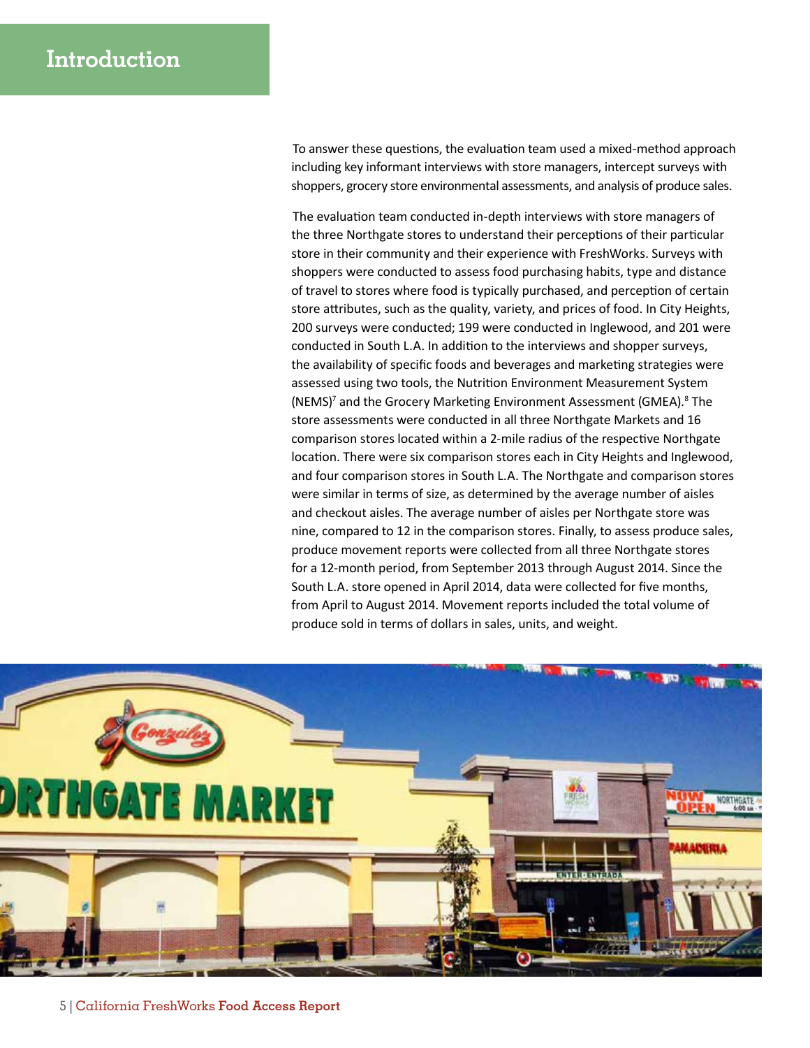# Introduction

To answer these questions, the evaluation team used a mixed-method approach including key informant interviews with store managers, intercept surveys with shoppers, grocery store environmental assessments, and analysis of produce sales.

The evaluation team conducted in-depth interviews with store managers of the three Northgate stores to understand their perceptions of their particular store in their community and their experience with FreshWorks. Surveys with shoppers were conducted to assess food purchasing habits, type and distance of travel to stores where food is typically purchased, and perception of certain store attributes, such as the quality, variety, and prices of food. In City Heights, 200 surveys were conducted; 199 were conducted in Inglewood, and 201 were conducted in South L.A. In addition to the interviews and shopper surveys, the availability of specific foods and beverages and marketing strategies were assessed using two tools, the Nutrition Environment Measurement System (NEMS)[7] and the Grocery Marketing Environment Assessment (GMEA).[8] The store assessments were conducted in all three Northgate Markets and 16 comparison stores located within a 2-mile radius of the respective Northgate location. There were six comparison stores each in City Heights and Inglewood, and four comparison stores in South L.A. The Northgate and comparison stores were similar in terms of size, as determined by the average number of aisles and checkout aisles. The average number of aisles per Northgate store was nine, compared to 12 in the comparison stores. Finally, to assess produce sales, produce movement reports were collected from all three Northgate stores for a 12-month period, from September 2013 through August 2014. Since the South L.A. store opened in April 2014, data were collected for five months, from April to August 2014. Movement reports included the total volume of produce sold in terms of dollars in sales, units, and weight.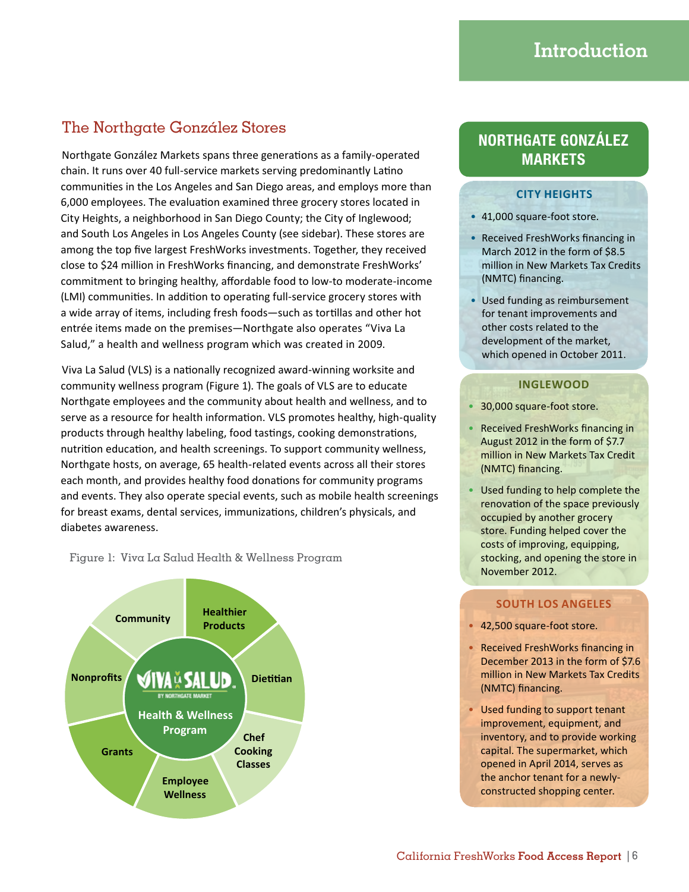## The Northgate González Stores

Northgate González Markets spans three generations as a family-operated chain. It runs over 40 full-service markets serving predominantly Latino communities in the Los Angeles and San Diego areas, and employs more than 6,000 employees. The evaluation examined three grocery stores located in City Heights, a neighborhood in San Diego County; the City of Inglewood; and South Los Angeles in Los Angeles County (see sidebar). These stores are among the top five largest FreshWorks investments. Together, they received close to $24 million in FreshWorks financing, and demonstrate FreshWorks' commitment to bringing healthy, affordable food to low-to moderate-income (LMI) communities. In addition to operating full-service grocery stores with a wide array of items, including fresh foods—such as tortillas and other hot entrée items made on the premises—Northgate also operates "Viva La Salud," a health and wellness program which was created in 2009.

Viva La Salud (VLS) is a nationally recognized award-winning worksite and community wellness program (Figure 1). The goals of VLS are to educate Northgate employees and the community about health and wellness, and to serve as a resource for health information. VLS promotes healthy, high-quality products through healthy labeling, food tastings, cooking demonstrations, nutrition education, and health screenings. To support community wellness, Northgate hosts, on average, 65 health-related events across all their stores each month, and provides healthy food donations for community programs and events. They also operate special events, such as mobile health screenings for breast exams, dental services, immunizations, children's physicals, and diabetes awareness.

Figure 1: Viva La Salud Health & Wellness Program

Viva La Salud by Northgate Market — Health & Wellness Program: Healthier Products; Dietitian; Chef Cooking Classes; Employee Wellness; Grants; Nonprofits; Community

## NORTHGATE GONZÁLEZ MARKETS

### CITY HEIGHTS

- 41,000 square-foot store.
- Received FreshWorks financing in March 2012 in the form of $8.5 million in New Markets Tax Credits (NMTC) financing.
- Used funding as reimbursement for tenant improvements and other costs related to the development of the market, which opened in October 2011.

### INGLEWOOD

- 30,000 square-foot store.
- Received FreshWorks financing in August 2012 in the form of $7.7 million in New Markets Tax Credit (NMTC) financing.
- Used funding to help complete the renovation of the space previously occupied by another grocery store. Funding helped cover the costs of improving, equipping, stocking, and opening the store in November 2012.

### SOUTH LOS ANGELES

- 42,500 square-foot store.
- Received FreshWorks financing in December 2013 in the form of $7.6 million in New Markets Tax Credits (NMTC) financing.
- Used funding to support tenant improvement, equipment, and inventory, and to provide working capital. The supermarket, which opened in April 2014, serves as the anchor tenant for a newly-constructed shopping center.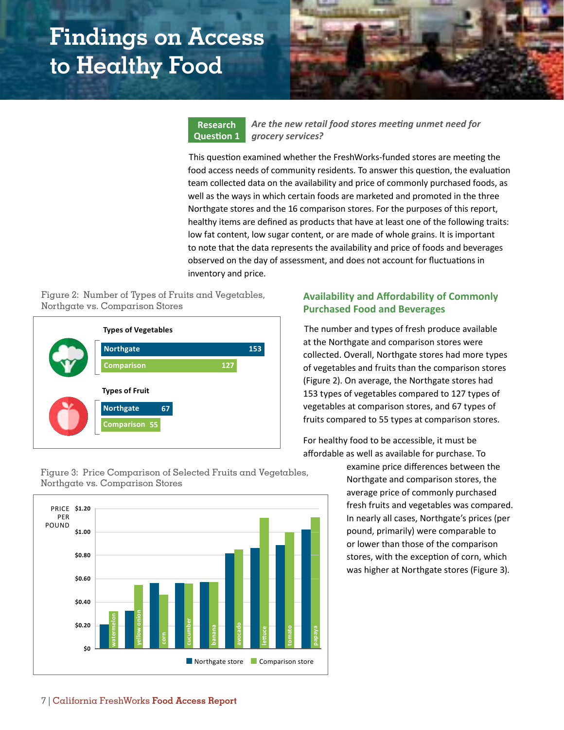# Findings on Access to Healthy Food

**Research Question 1** *Are the new retail food stores meeting unmet need for grocery services?*

This question examined whether the FreshWorks-funded stores are meeting the food access needs of community residents. To answer this question, the evaluation team collected data on the availability and price of commonly purchased foods, as well as the ways in which certain foods are marketed and promoted in the three Northgate stores and the 16 comparison stores. For the purposes of this report, healthy items are defined as products that have at least one of the following traits: low fat content, low sugar content, or are made of whole grains. It is important to note that the data represents the availability and price of foods and beverages observed on the day of assessment, and does not account for fluctuations in inventory and price.

Figure 2: Number of Types of Fruits and Vegetables, Northgate vs. Comparison Stores

| | Northgate | Comparison |
|---|---|---|
| Types of Vegetables | 153 | 127 |
| Types of Fruit | 67 | 55 |

## Availability and Affordability of Commonly Purchased Food and Beverages

The number and types of fresh produce available at the Northgate and comparison stores were collected. Overall, Northgate stores had more types of vegetables and fruits than the comparison stores (Figure 2). On average, the Northgate stores had 153 types of vegetables compared to 127 types of vegetables at comparison stores, and 67 types of fruits compared to 55 types at comparison stores.

For healthy food to be accessible, it must be affordable as well as available for purchase. To examine price differences between the Northgate and comparison stores, the average price of commonly purchased fresh fruits and vegetables was compared. In nearly all cases, Northgate's prices (per pound, primarily) were comparable to or lower than those of the comparison stores, with the exception of corn, which was higher at Northgate stores (Figure 3).

Figure 3: Price Comparison of Selected Fruits and Vegetables, Northgate vs. Comparison Stores

Bar chart of price per pound ($0 to $1.20) for Northgate store and Comparison store across watermelon, yellow onion, corn, cucumber, banana, avocado, lettuce, tomato, and papaya.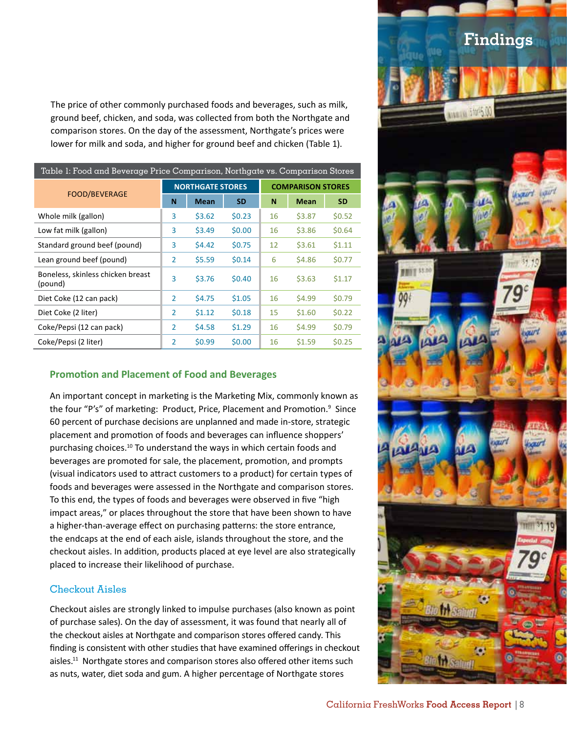The price of other commonly purchased foods and beverages, such as milk, ground beef, chicken, and soda, was collected from both the Northgate and comparison stores. On the day of the assessment, Northgate's prices were lower for milk and soda, and higher for ground beef and chicken (Table 1).

Table 1: Food and Beverage Price Comparison, Northgate vs. Comparison Stores

| FOOD/BEVERAGE | NORTHGATE STORES | | | COMPARISON STORES | | |
|---|---|---|---|---|---|---|
| | N | Mean | SD | N | Mean | SD |
| Whole milk (gallon) | 3 | $3.62 | $0.23 | 16 | $3.87 | $0.52 |
| Low fat milk (gallon) | 3 | $3.49 | $0.00 | 16 | $3.86 | $0.64 |
| Standard ground beef (pound) | 3 | $4.42 | $0.75 | 12 | $3.61 | $1.11 |
| Lean ground beef (pound) | 2 | $5.59 | $0.14 | 6 | $4.86 | $0.77 |
| Boneless, skinless chicken breast (pound) | 3 | $3.76 | $0.40 | 16 | $3.63 | $1.17 |
| Diet Coke (12 can pack) | 2 | $4.75 | $1.05 | 16 | $4.99 | $0.79 |
| Diet Coke (2 liter) | 2 | $1.12 | $0.18 | 15 | $1.60 | $0.22 |
| Coke/Pepsi (12 can pack) | 2 | $4.58 | $1.29 | 16 | $4.99 | $0.79 |
| Coke/Pepsi (2 liter) | 2 | $0.99 | $0.00 | 16 | $1.59 | $0.25 |

## Promotion and Placement of Food and Beverages

An important concept in marketing is the Marketing Mix, commonly known as the four "P's" of marketing: Product, Price, Placement and Promotion.[9] Since 60 percent of purchase decisions are unplanned and made in-store, strategic placement and promotion of foods and beverages can influence shoppers' purchasing choices.[10] To understand the ways in which certain foods and beverages are promoted for sale, the placement, promotion, and prompts (visual indicators used to attract customers to a product) for certain types of foods and beverages were assessed in the Northgate and comparison stores. To this end, the types of foods and beverages were observed in five "high impact areas," or places throughout the store that have been shown to have a higher-than-average effect on purchasing patterns: the store entrance, the endcaps at the end of each aisle, islands throughout the store, and the checkout aisles. In addition, products placed at eye level are also strategically placed to increase their likelihood of purchase.

### Checkout Aisles

Checkout aisles are strongly linked to impulse purchases (also known as point of purchase sales). On the day of assessment, it was found that nearly all of the checkout aisles at Northgate and comparison stores offered candy. This finding is consistent with other studies that have examined offerings in checkout aisles.[11] Northgate stores and comparison stores also offered other items such as nuts, water, diet soda and gum. A higher percentage of Northgate stores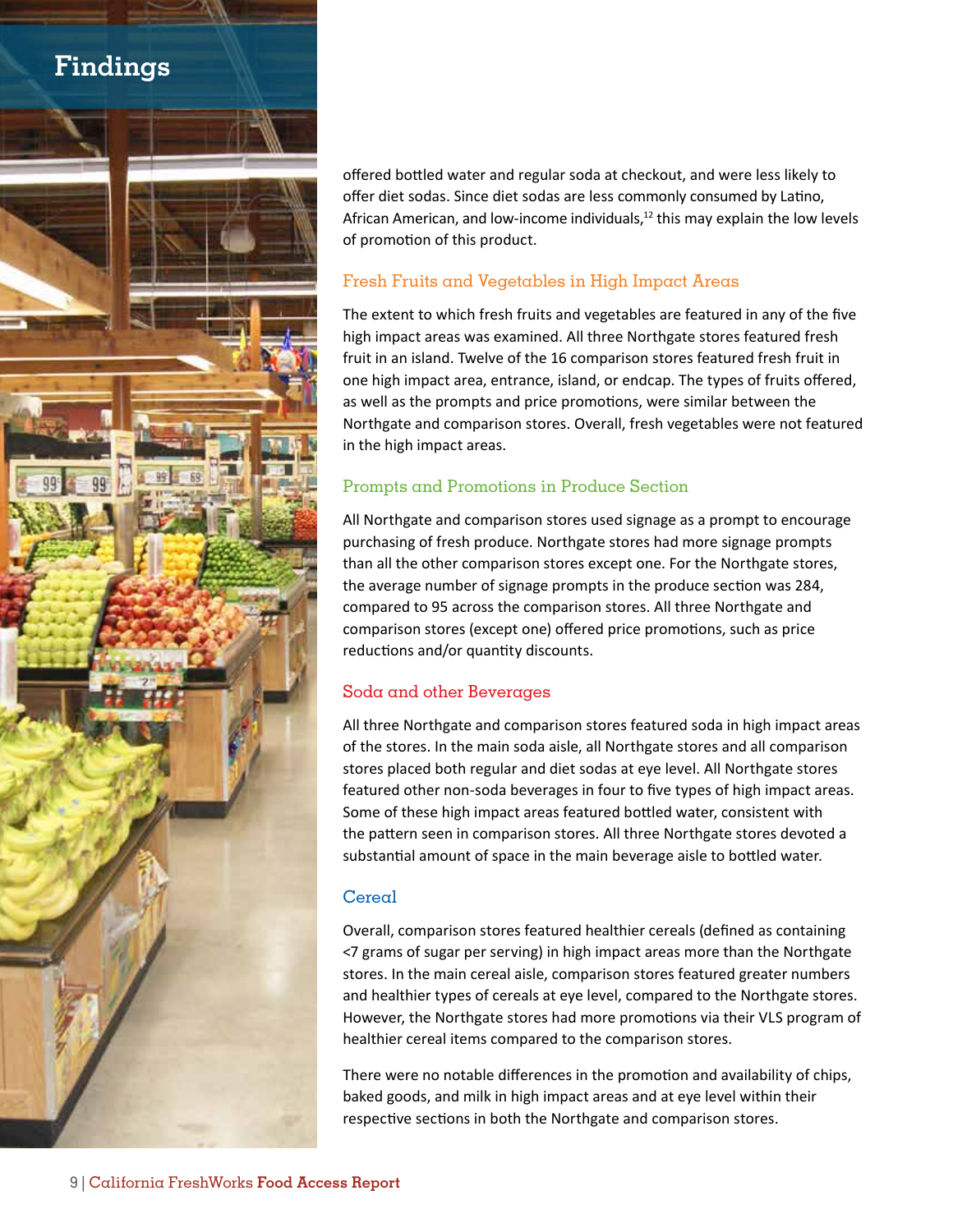# Findings

offered bottled water and regular soda at checkout, and were less likely to offer diet sodas. Since diet sodas are less commonly consumed by Latino, African American, and low-income individuals,[12] this may explain the low levels of promotion of this product.

## Fresh Fruits and Vegetables in High Impact Areas

The extent to which fresh fruits and vegetables are featured in any of the five high impact areas was examined. All three Northgate stores featured fresh fruit in an island. Twelve of the 16 comparison stores featured fresh fruit in one high impact area, entrance, island, or endcap. The types of fruits offered, as well as the prompts and price promotions, were similar between the Northgate and comparison stores. Overall, fresh vegetables were not featured in the high impact areas.

## Prompts and Promotions in Produce Section

All Northgate and comparison stores used signage as a prompt to encourage purchasing of fresh produce. Northgate stores had more signage prompts than all the other comparison stores except one. For the Northgate stores, the average number of signage prompts in the produce section was 284, compared to 95 across the comparison stores. All three Northgate and comparison stores (except one) offered price promotions, such as price reductions and/or quantity discounts.

## Soda and other Beverages

All three Northgate and comparison stores featured soda in high impact areas of the stores. In the main soda aisle, all Northgate stores and all comparison stores placed both regular and diet sodas at eye level. All Northgate stores featured other non-soda beverages in four to five types of high impact areas. Some of these high impact areas featured bottled water, consistent with the pattern seen in comparison stores. All three Northgate stores devoted a substantial amount of space in the main beverage aisle to bottled water.

## Cereal

Overall, comparison stores featured healthier cereals (defined as containing <7 grams of sugar per serving) in high impact areas more than the Northgate stores. In the main cereal aisle, comparison stores featured greater numbers and healthier types of cereals at eye level, compared to the Northgate stores. However, the Northgate stores had more promotions via their VLS program of healthier cereal items compared to the comparison stores.

There were no notable differences in the promotion and availability of chips, baked goods, and milk in high impact areas and at eye level within their respective sections in both the Northgate and comparison stores.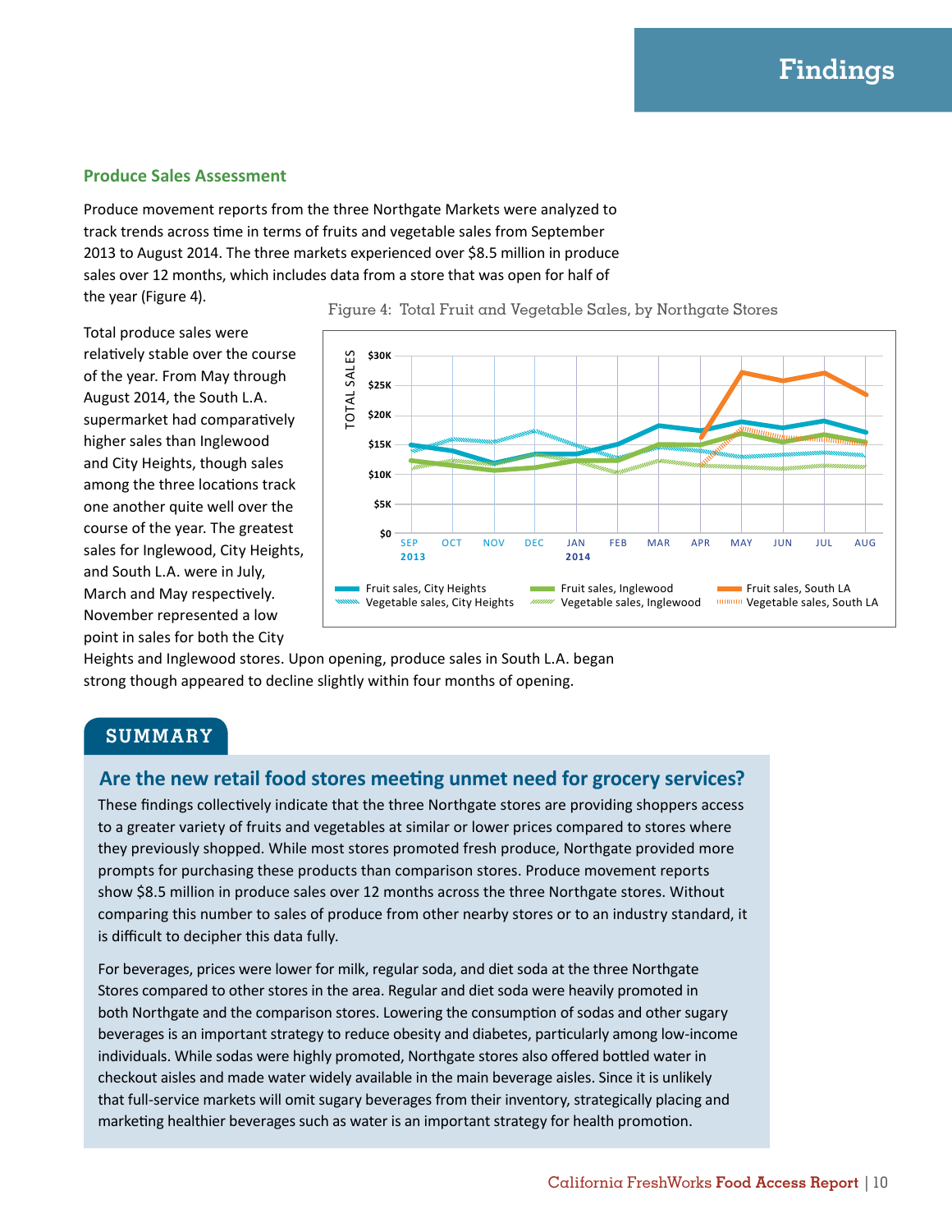# Findings

### Produce Sales Assessment

Produce movement reports from the three Northgate Markets were analyzed to track trends across time in terms of fruits and vegetable sales from September 2013 to August 2014. The three markets experienced over $8.5 million in produce sales over 12 months, which includes data from a store that was open for half of the year (Figure 4).

Figure 4: Total Fruit and Vegetable Sales, by Northgate Stores

Total produce sales were relatively stable over the course of the year. From May through August 2014, the South L.A. supermarket had comparatively higher sales than Inglewood and City Heights, though sales among the three locations track one another quite well over the course of the year. The greatest sales for Inglewood, City Heights, and South L.A. were in July, March and May respectively. November represented a low point in sales for both the City Heights and Inglewood stores. Upon opening, produce sales in South L.A. began strong though appeared to decline slightly within four months of opening.

## SUMMARY

### Are the new retail food stores meeting unmet need for grocery services?

These findings collectively indicate that the three Northgate stores are providing shoppers access to a greater variety of fruits and vegetables at similar or lower prices compared to stores where they previously shopped. While most stores promoted fresh produce, Northgate provided more prompts for purchasing these products than comparison stores. Produce movement reports show $8.5 million in produce sales over 12 months across the three Northgate stores. Without comparing this number to sales of produce from other nearby stores or to an industry standard, it is difficult to decipher this data fully.

For beverages, prices were lower for milk, regular soda, and diet soda at the three Northgate Stores compared to other stores in the area. Regular and diet soda were heavily promoted in both Northgate and the comparison stores. Lowering the consumption of sodas and other sugary beverages is an important strategy to reduce obesity and diabetes, particularly among low-income individuals. While sodas were highly promoted, Northgate stores also offered bottled water in checkout aisles and made water widely available in the main beverage aisles. Since it is unlikely that full-service markets will omit sugary beverages from their inventory, strategically placing and marketing healthier beverages such as water is an important strategy for health promotion.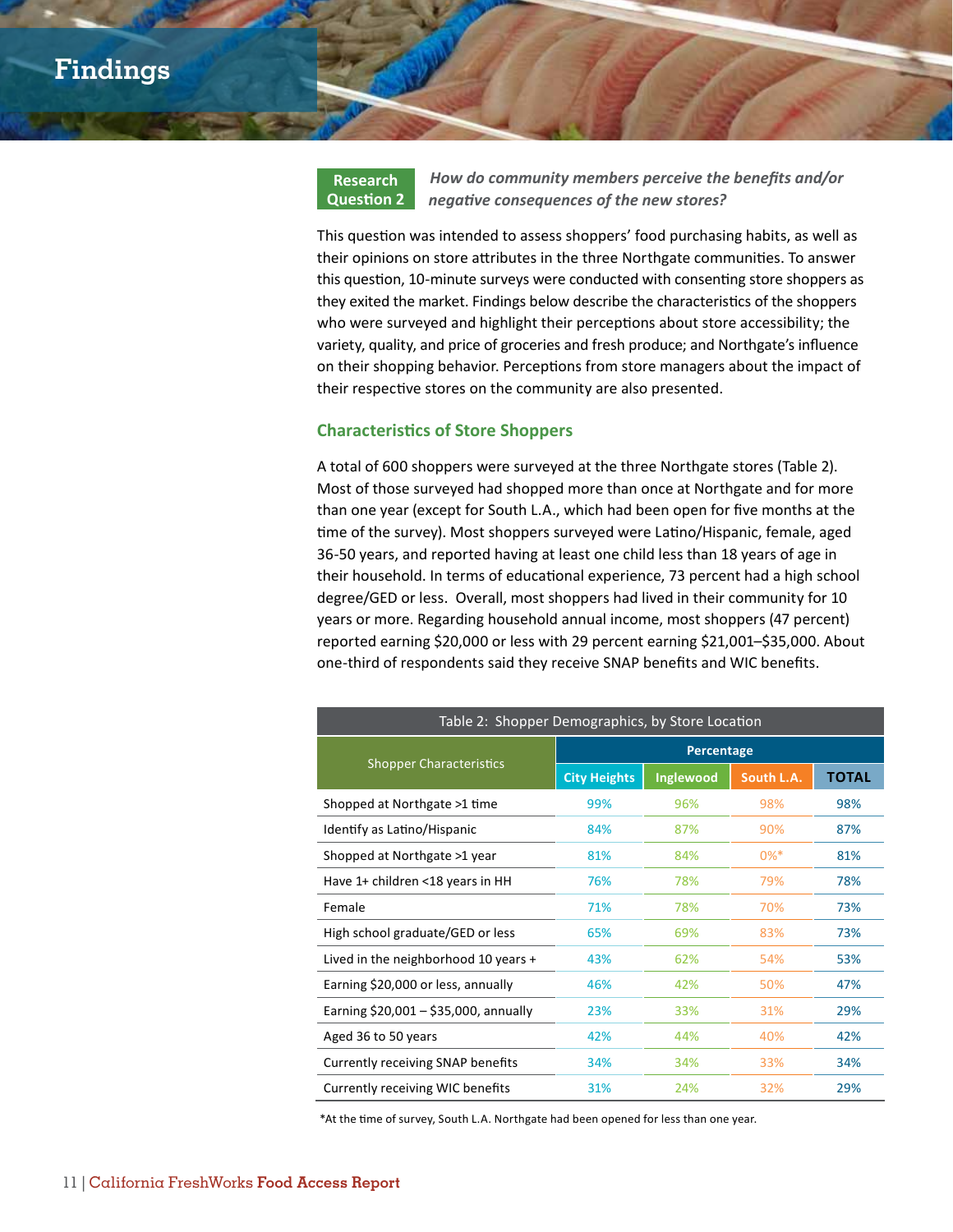# Findings

**Research Question 2** *How do community members perceive the benefits and/or negative consequences of the new stores?*

This question was intended to assess shoppers' food purchasing habits, as well as their opinions on store attributes in the three Northgate communities. To answer this question, 10-minute surveys were conducted with consenting store shoppers as they exited the market. Findings below describe the characteristics of the shoppers who were surveyed and highlight their perceptions about store accessibility; the variety, quality, and price of groceries and fresh produce; and Northgate's influence on their shopping behavior. Perceptions from store managers about the impact of their respective stores on the community are also presented.

## Characteristics of Store Shoppers

A total of 600 shoppers were surveyed at the three Northgate stores (Table 2). Most of those surveyed had shopped more than once at Northgate and for more than one year (except for South L.A., which had been open for five months at the time of the survey). Most shoppers surveyed were Latino/Hispanic, female, aged 36-50 years, and reported having at least one child less than 18 years of age in their household. In terms of educational experience, 73 percent had a high school degree/GED or less. Overall, most shoppers had lived in their community for 10 years or more. Regarding household annual income, most shoppers (47 percent) reported earning $20,000 or less with 29 percent earning $21,001–$35,000. About one-third of respondents said they receive SNAP benefits and WIC benefits.

Table 2: Shopper Demographics, by Store Location

| Shopper Characteristics | Percentage | | | |
|---|---|---|---|---|
| | City Heights | Inglewood | South L.A. | TOTAL |
| Shopped at Northgate >1 time | 99% | 96% | 98% | 98% |
| Identify as Latino/Hispanic | 84% | 87% | 90% | 87% |
| Shopped at Northgate >1 year | 81% | 84% | 0%* | 81% |
| Have 1+ children <18 years in HH | 76% | 78% | 79% | 78% |
| Female | 71% | 78% | 70% | 73% |
| High school graduate/GED or less | 65% | 69% | 83% | 73% |
| Lived in the neighborhood 10 years + | 43% | 62% | 54% | 53% |
| Earning $20,000 or less, annually | 46% | 42% | 50% | 47% |
| Earning $20,001 – $35,000, annually | 23% | 33% | 31% | 29% |
| Aged 36 to 50 years | 42% | 44% | 40% | 42% |
| Currently receiving SNAP benefits | 34% | 34% | 33% | 34% |
| Currently receiving WIC benefits | 31% | 24% | 32% | 29% |

*At the time of survey, South L.A. Northgate had been opened for less than one year.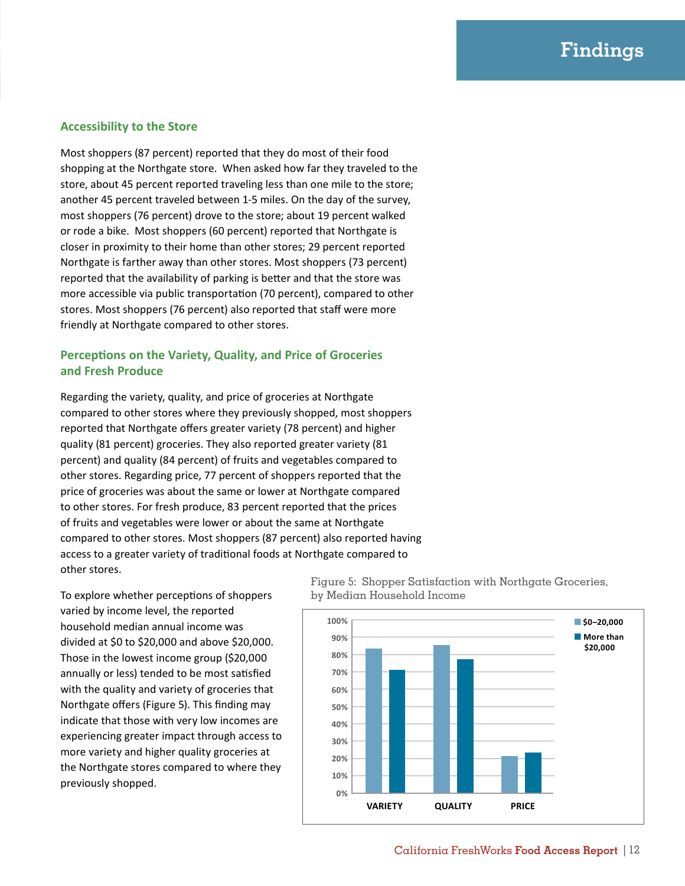# Findings

## Accessibility to the Store

Most shoppers (87 percent) reported that they do most of their food shopping at the Northgate store. When asked how far they traveled to the store, about 45 percent reported traveling less than one mile to the store; another 45 percent traveled between 1-5 miles. On the day of the survey, most shoppers (76 percent) drove to the store; about 19 percent walked or rode a bike. Most shoppers (60 percent) reported that Northgate is closer in proximity to their home than other stores; 29 percent reported Northgate is farther away than other stores. Most shoppers (73 percent) reported that the availability of parking is better and that the store was more accessible via public transportation (70 percent), compared to other stores. Most shoppers (76 percent) also reported that staff were more friendly at Northgate compared to other stores.

## Perceptions on the Variety, Quality, and Price of Groceries and Fresh Produce

Regarding the variety, quality, and price of groceries at Northgate compared to other stores where they previously shopped, most shoppers reported that Northgate offers greater variety (78 percent) and higher quality (81 percent) groceries. They also reported greater variety (81 percent) and quality (84 percent) of fruits and vegetables compared to other stores. Regarding price, 77 percent of shoppers reported that the price of groceries was about the same or lower at Northgate compared to other stores. For fresh produce, 83 percent reported that the prices of fruits and vegetables were lower or about the same at Northgate compared to other stores. Most shoppers (87 percent) also reported having access to a greater variety of traditional foods at Northgate compared to other stores.

To explore whether perceptions of shoppers varied by income level, the reported household median annual income was divided at $0 to $20,000 and above $20,000. Those in the lowest income group ($20,000 annually or less) tended to be most satisfied with the quality and variety of groceries that Northgate offers (Figure 5). This finding may indicate that those with very low incomes are experiencing greater impact through access to more variety and higher quality groceries at the Northgate stores compared to where they previously shopped.

Figure 5: Shopper Satisfaction with Northgate Groceries, by Median Household Income

| | $0–20,000 | More than $20,000 |
|---|---|---|
| VARIETY | ~83% | ~71% |
| QUALITY | ~85% | ~77% |
| PRICE | ~21% | ~23% |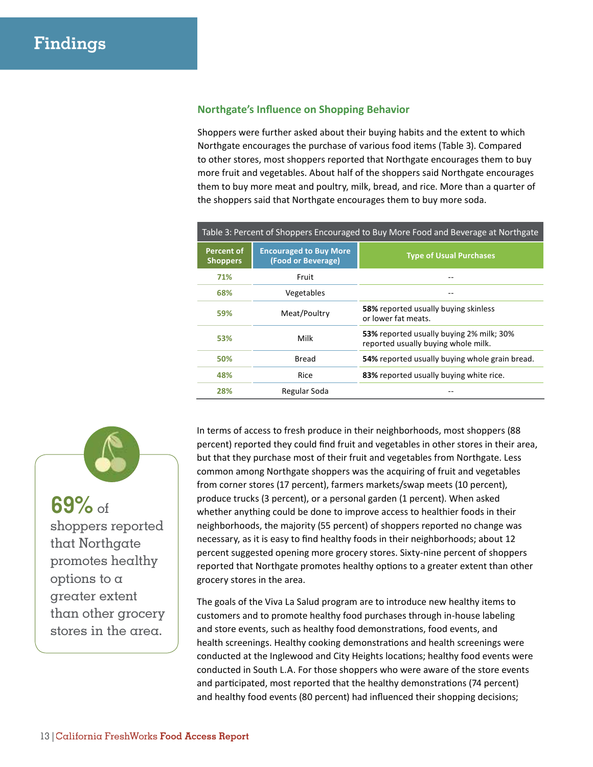# Findings

### Northgate's Influence on Shopping Behavior

Shoppers were further asked about their buying habits and the extent to which Northgate encourages the purchase of various food items (Table 3). Compared to other stores, most shoppers reported that Northgate encourages them to buy more fruit and vegetables. About half of the shoppers said Northgate encourages them to buy more meat and poultry, milk, bread, and rice. More than a quarter of the shoppers said that Northgate encourages them to buy more soda.

Table 3: Percent of Shoppers Encouraged to Buy More Food and Beverage at Northgate

| Percent of Shoppers | Encouraged to Buy More (Food or Beverage) | Type of Usual Purchases |
|---|---|---|
| 71% | Fruit | -- |
| 68% | Vegetables | -- |
| 59% | Meat/Poultry | **58%** reported usually buying skinless or lower fat meats. |
| 53% | Milk | **53%** reported usually buying 2% milk; 30% reported usually buying whole milk. |
| 50% | Bread | **54%** reported usually buying whole grain bread. |
| 48% | Rice | **83%** reported usually buying white rice. |
| 28% | Regular Soda | -- |

**69%** of shoppers reported that Northgate promotes healthy options to a greater extent than other grocery stores in the area.

In terms of access to fresh produce in their neighborhoods, most shoppers (88 percent) reported they could find fruit and vegetables in other stores in their area, but that they purchase most of their fruit and vegetables from Northgate. Less common among Northgate shoppers was the acquiring of fruit and vegetables from corner stores (17 percent), farmers markets/swap meets (10 percent), produce trucks (3 percent), or a personal garden (1 percent). When asked whether anything could be done to improve access to healthier foods in their neighborhoods, the majority (55 percent) of shoppers reported no change was necessary, as it is easy to find healthy foods in their neighborhoods; about 12 percent suggested opening more grocery stores. Sixty-nine percent of shoppers reported that Northgate promotes healthy options to a greater extent than other grocery stores in the area.

The goals of the Viva La Salud program are to introduce new healthy items to customers and to promote healthy food purchases through in-house labeling and store events, such as healthy food demonstrations, food events, and health screenings. Healthy cooking demonstrations and health screenings were conducted at the Inglewood and City Heights locations; healthy food events were conducted in South L.A. For those shoppers who were aware of the store events and participated, most reported that the healthy demonstrations (74 percent) and healthy food events (80 percent) had influenced their shopping decisions;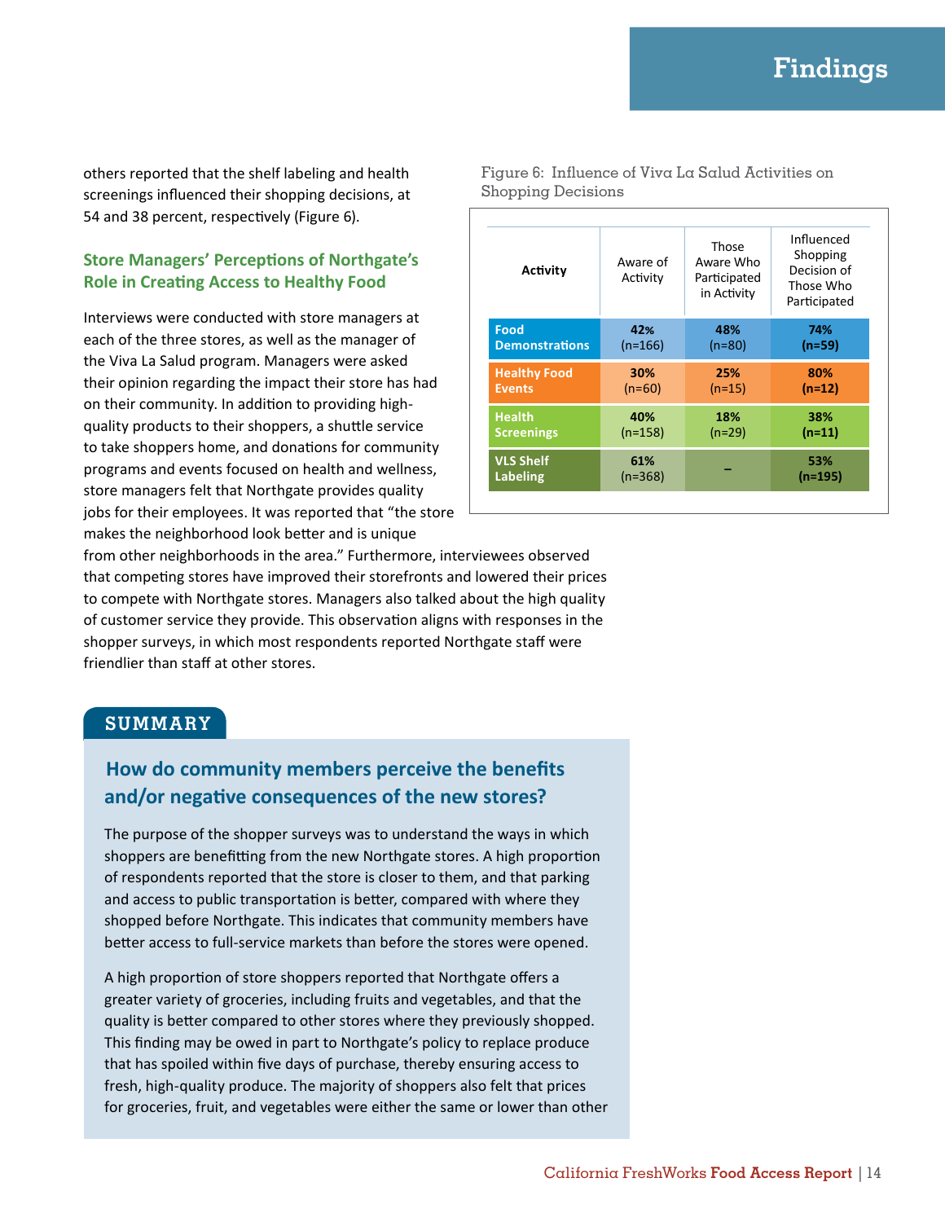others reported that the shelf labeling and health screenings influenced their shopping decisions, at 54 and 38 percent, respectively (Figure 6).

Figure 6: Influence of Viva La Salud Activities on Shopping Decisions

| Activity | Aware of Activity | Those Aware Who Participated in Activity | Influenced Shopping Decision of Those Who Participated |
|---|---|---|---|
| Food Demonstrations | 42% (n=166) | 48% (n=80) | 74% (n=59) |
| Healthy Food Events | 30% (n=60) | 25% (n=15) | 80% (n=12) |
| Health Screenings | 40% (n=158) | 18% (n=29) | 38% (n=11) |
| VLS Shelf Labeling | 61% (n=368) | – | 53% (n=195) |

### Store Managers' Perceptions of Northgate's Role in Creating Access to Healthy Food

Interviews were conducted with store managers at each of the three stores, as well as the manager of the Viva La Salud program. Managers were asked their opinion regarding the impact their store has had on their community. In addition to providing high-quality products to their shoppers, a shuttle service to take shoppers home, and donations for community programs and events focused on health and wellness, store managers felt that Northgate provides quality jobs for their employees. It was reported that "the store makes the neighborhood look better and is unique from other neighborhoods in the area." Furthermore, interviewees observed that competing stores have improved their storefronts and lowered their prices to compete with Northgate stores. Managers also talked about the high quality of customer service they provide. This observation aligns with responses in the shopper surveys, in which most respondents reported Northgate staff were friendlier than staff at other stores.

## SUMMARY

### How do community members perceive the benefits and/or negative consequences of the new stores?

The purpose of the shopper surveys was to understand the ways in which shoppers are benefitting from the new Northgate stores. A high proportion of respondents reported that the store is closer to them, and that parking and access to public transportation is better, compared with where they shopped before Northgate. This indicates that community members have better access to full-service markets than before the stores were opened.

A high proportion of store shoppers reported that Northgate offers a greater variety of groceries, including fruits and vegetables, and that the quality is better compared to other stores where they previously shopped. This finding may be owed in part to Northgate's policy to replace produce that has spoiled within five days of purchase, thereby ensuring access to fresh, high-quality produce. The majority of shoppers also felt that prices for groceries, fruit, and vegetables were either the same or lower than other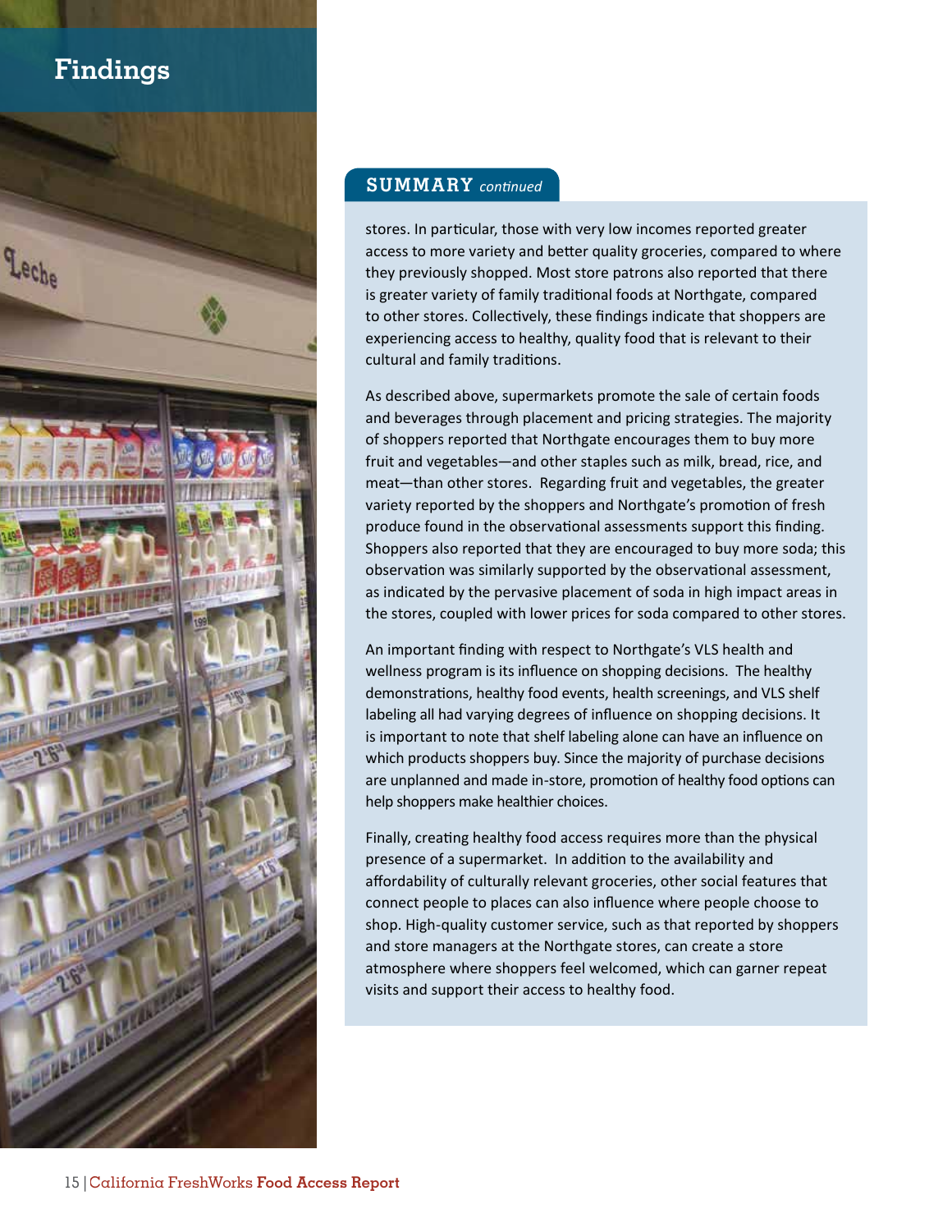# Findings

## SUMMARY *continued*

stores. In particular, those with very low incomes reported greater access to more variety and better quality groceries, compared to where they previously shopped. Most store patrons also reported that there is greater variety of family traditional foods at Northgate, compared to other stores. Collectively, these findings indicate that shoppers are experiencing access to healthy, quality food that is relevant to their cultural and family traditions.

As described above, supermarkets promote the sale of certain foods and beverages through placement and pricing strategies. The majority of shoppers reported that Northgate encourages them to buy more fruit and vegetables—and other staples such as milk, bread, rice, and meat—than other stores. Regarding fruit and vegetables, the greater variety reported by the shoppers and Northgate's promotion of fresh produce found in the observational assessments support this finding. Shoppers also reported that they are encouraged to buy more soda; this observation was similarly supported by the observational assessment, as indicated by the pervasive placement of soda in high impact areas in the stores, coupled with lower prices for soda compared to other stores.

An important finding with respect to Northgate's VLS health and wellness program is its influence on shopping decisions. The healthy demonstrations, healthy food events, health screenings, and VLS shelf labeling all had varying degrees of influence on shopping decisions. It is important to note that shelf labeling alone can have an influence on which products shoppers buy. Since the majority of purchase decisions are unplanned and made in-store, promotion of healthy food options can help shoppers make healthier choices.

Finally, creating healthy food access requires more than the physical presence of a supermarket. In addition to the availability and affordability of culturally relevant groceries, other social features that connect people to places can also influence where people choose to shop. High-quality customer service, such as that reported by shoppers and store managers at the Northgate stores, can create a store atmosphere where shoppers feel welcomed, which can garner repeat visits and support their access to healthy food.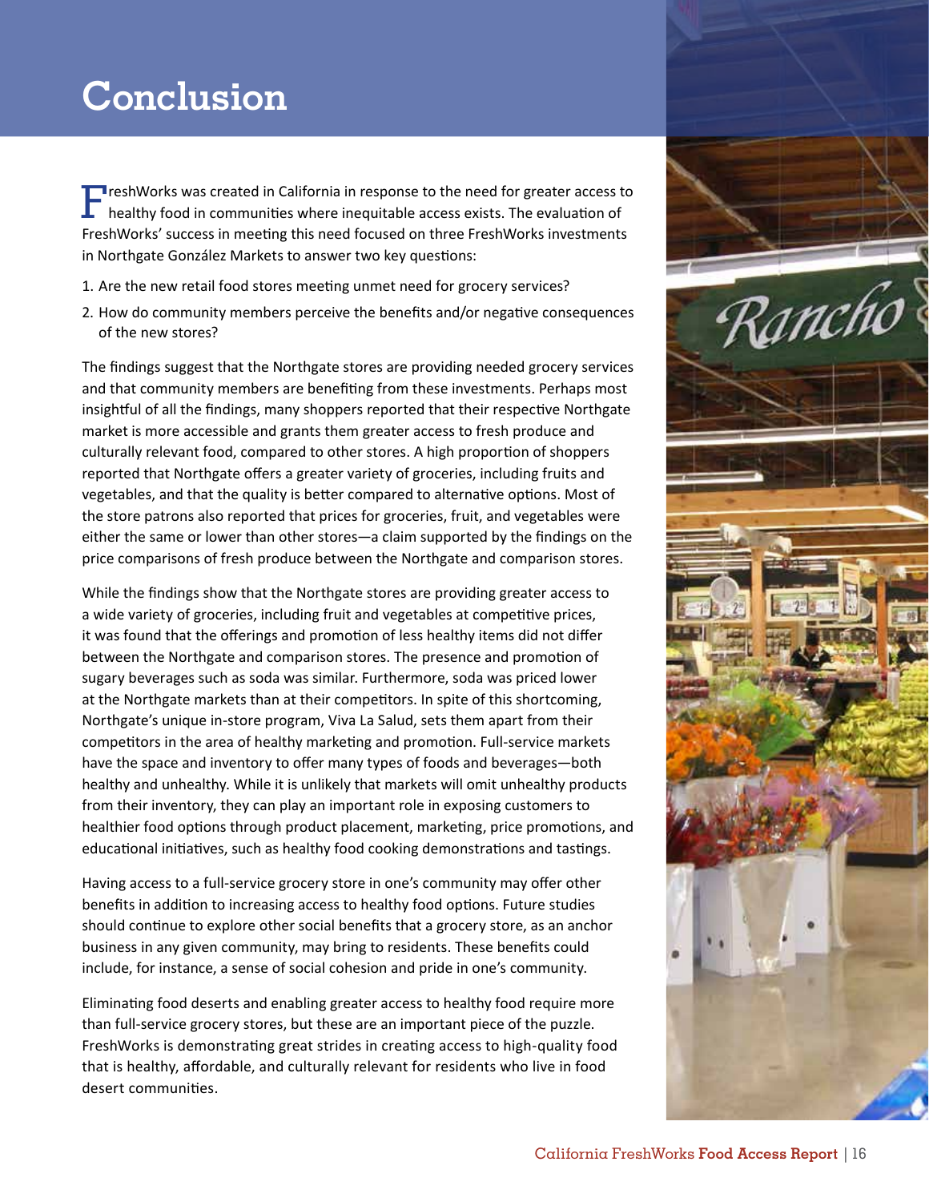# Conclusion

FreshWorks was created in California in response to the need for greater access to healthy food in communities where inequitable access exists. The evaluation of FreshWorks' success in meeting this need focused on three FreshWorks investments in Northgate González Markets to answer two key questions:

1. Are the new retail food stores meeting unmet need for grocery services?
2. How do community members perceive the benefits and/or negative consequences of the new stores?

The findings suggest that the Northgate stores are providing needed grocery services and that community members are benefiting from these investments. Perhaps most insightful of all the findings, many shoppers reported that their respective Northgate market is more accessible and grants them greater access to fresh produce and culturally relevant food, compared to other stores. A high proportion of shoppers reported that Northgate offers a greater variety of groceries, including fruits and vegetables, and that the quality is better compared to alternative options. Most of the store patrons also reported that prices for groceries, fruit, and vegetables were either the same or lower than other stores—a claim supported by the findings on the price comparisons of fresh produce between the Northgate and comparison stores.

While the findings show that the Northgate stores are providing greater access to a wide variety of groceries, including fruit and vegetables at competitive prices, it was found that the offerings and promotion of less healthy items did not differ between the Northgate and comparison stores. The presence and promotion of sugary beverages such as soda was similar. Furthermore, soda was priced lower at the Northgate markets than at their competitors. In spite of this shortcoming, Northgate's unique in-store program, Viva La Salud, sets them apart from their competitors in the area of healthy marketing and promotion. Full-service markets have the space and inventory to offer many types of foods and beverages—both healthy and unhealthy. While it is unlikely that markets will omit unhealthy products from their inventory, they can play an important role in exposing customers to healthier food options through product placement, marketing, price promotions, and educational initiatives, such as healthy food cooking demonstrations and tastings.

Having access to a full-service grocery store in one's community may offer other benefits in addition to increasing access to healthy food options. Future studies should continue to explore other social benefits that a grocery store, as an anchor business in any given community, may bring to residents. These benefits could include, for instance, a sense of social cohesion and pride in one's community.

Eliminating food deserts and enabling greater access to healthy food require more than full-service grocery stores, but these are an important piece of the puzzle. FreshWorks is demonstrating great strides in creating access to high-quality food that is healthy, affordable, and culturally relevant for residents who live in food desert communities.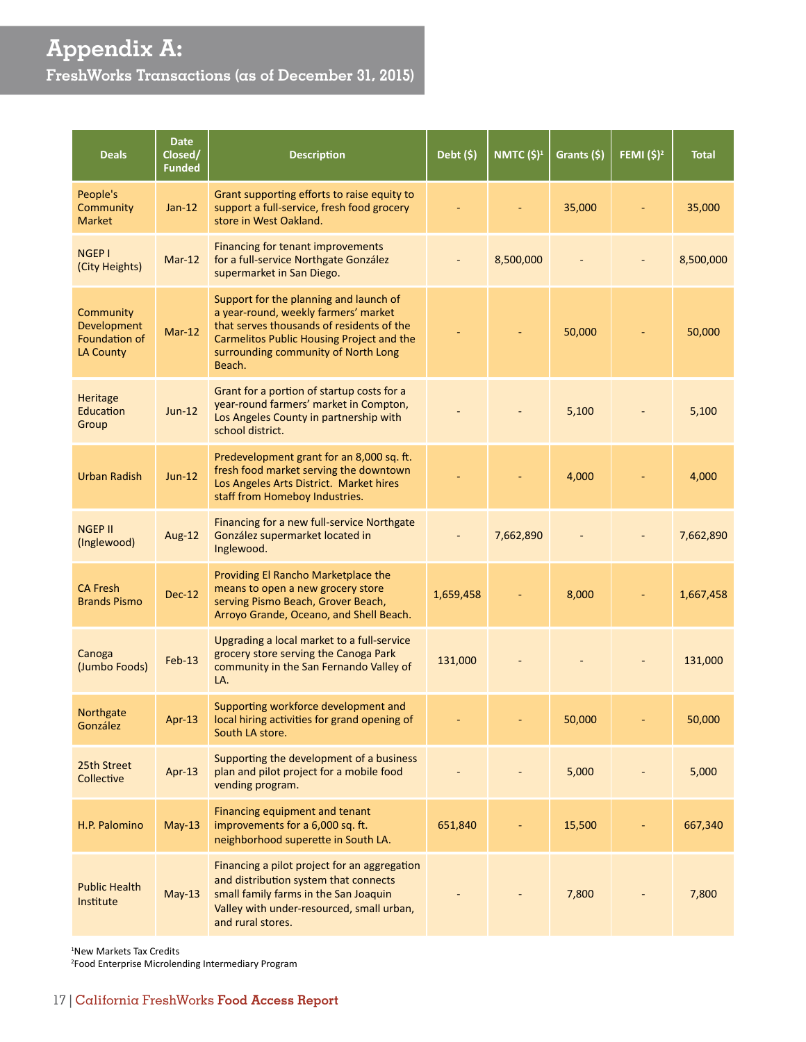# Appendix A:

## FreshWorks Transactions (as of December 31, 2015)

| Deals | Date Closed/ Funded | Description | Debt ($) | NMTC ($)[1] | Grants ($) | FEMI ($)[2] | Total |
|---|---|---|---|---|---|---|---|
| People's Community Market | Jan-12 | Grant supporting efforts to raise equity to support a full-service, fresh food grocery store in West Oakland. | - | - | 35,000 | - | 35,000 |
| NGEP I (City Heights) | Mar-12 | Financing for tenant improvements for a full-service Northgate González supermarket in San Diego. | - | 8,500,000 | - | - | 8,500,000 |
| Community Development Foundation of LA County | Mar-12 | Support for the planning and launch of a year-round, weekly farmers' market that serves thousands of residents of the Carmelitos Public Housing Project and the surrounding community of North Long Beach. | - | - | 50,000 | - | 50,000 |
| Heritage Education Group | Jun-12 | Grant for a portion of startup costs for a year-round farmers' market in Compton, Los Angeles County in partnership with school district. | - | - | 5,100 | - | 5,100 |
| Urban Radish | Jun-12 | Predevelopment grant for an 8,000 sq. ft. fresh food market serving the downtown Los Angeles Arts District. Market hires staff from Homeboy Industries. | - | - | 4,000 | - | 4,000 |
| NGEP II (Inglewood) | Aug-12 | Financing for a new full-service Northgate González supermarket located in Inglewood. | - | 7,662,890 | - | - | 7,662,890 |
| CA Fresh Brands Pismo | Dec-12 | Providing El Rancho Marketplace the means to open a new grocery store serving Pismo Beach, Grover Beach, Arroyo Grande, Oceano, and Shell Beach. | 1,659,458 | - | 8,000 | - | 1,667,458 |
| Canoga (Jumbo Foods) | Feb-13 | Upgrading a local market to a full-service grocery store serving the Canoga Park community in the San Fernando Valley of LA. | 131,000 | - | - | - | 131,000 |
| Northgate González | Apr-13 | Supporting workforce development and local hiring activities for grand opening of South LA store. | - | - | 50,000 | - | 50,000 |
| 25th Street Collective | Apr-13 | Supporting the development of a business plan and pilot project for a mobile food vending program. | - | - | 5,000 | - | 5,000 |
| H.P. Palomino | May-13 | Financing equipment and tenant improvements for a 6,000 sq. ft. neighborhood superette in South LA. | 651,840 | - | 15,500 | - | 667,340 |
| Public Health Institute | May-13 | Financing a pilot project for an aggregation and distribution system that connects small family farms in the San Joaquin Valley with under-resourced, small urban, and rural stores. | - | - | 7,800 | - | 7,800 |

[1]New Markets Tax Credits
[2]Food Enterprise Microlending Intermediary Program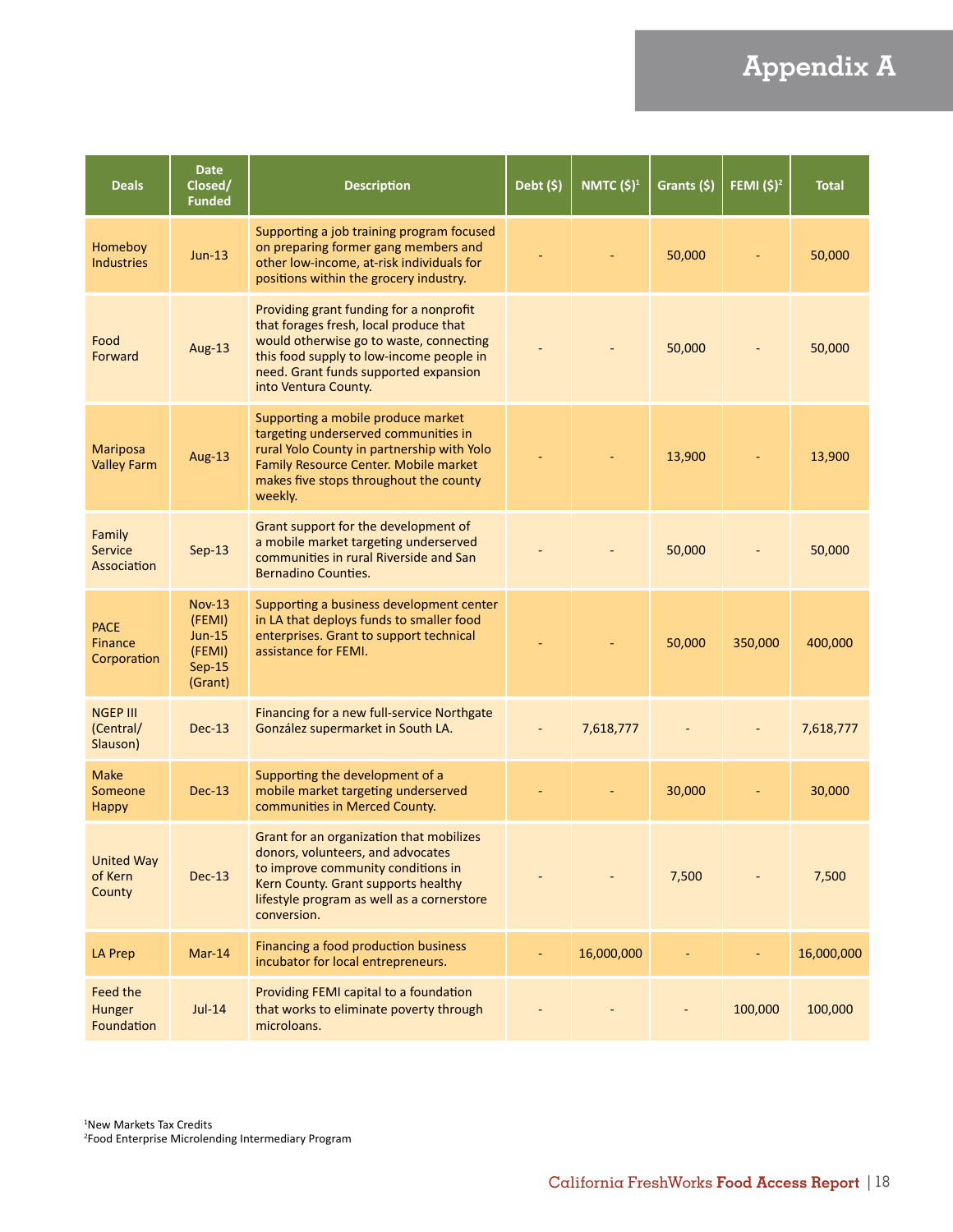# Appendix A

| Deals | Date Closed/ Funded | Description | Debt ($) | NMTC ($)[1] | Grants ($) | FEMI ($)[2] | Total |
|---|---|---|---|---|---|---|---|
| Homeboy Industries | Jun-13 | Supporting a job training program focused on preparing former gang members and other low-income, at-risk individuals for positions within the grocery industry. | - | - | 50,000 | - | 50,000 |
| Food Forward | Aug-13 | Providing grant funding for a nonprofit that forages fresh, local produce that would otherwise go to waste, connecting this food supply to low-income people in need. Grant funds supported expansion into Ventura County. | - | - | 50,000 | - | 50,000 |
| Mariposa Valley Farm | Aug-13 | Supporting a mobile produce market targeting underserved communities in rural Yolo County in partnership with Yolo Family Resource Center. Mobile market makes five stops throughout the county weekly. | - | - | 13,900 | - | 13,900 |
| Family Service Association | Sep-13 | Grant support for the development of a mobile market targeting underserved communities in rural Riverside and San Bernadino Counties. | - | - | 50,000 | - | 50,000 |
| PACE Finance Corporation | Nov-13 (FEMI) Jun-15 (FEMI) Sep-15 (Grant) | Supporting a business development center in LA that deploys funds to smaller food enterprises. Grant to support technical assistance for FEMI. | - | - | 50,000 | 350,000 | 400,000 |
| NGEP III (Central/ Slauson) | Dec-13 | Financing for a new full-service Northgate González supermarket in South LA. | - | 7,618,777 | - | - | 7,618,777 |
| Make Someone Happy | Dec-13 | Supporting the development of a mobile market targeting underserved communities in Merced County. | - | - | 30,000 | - | 30,000 |
| United Way of Kern County | Dec-13 | Grant for an organization that mobilizes donors, volunteers, and advocates to improve community conditions in Kern County. Grant supports healthy lifestyle program as well as a cornerstore conversion. | - | - | 7,500 | - | 7,500 |
| LA Prep | Mar-14 | Financing a food production business incubator for local entrepreneurs. | - | 16,000,000 | - | - | 16,000,000 |
| Feed the Hunger Foundation | Jul-14 | Providing FEMI capital to a foundation that works to eliminate poverty through microloans. | - | - | - | 100,000 | 100,000 |

[1]New Markets Tax Credits
[2]Food Enterprise Microlending Intermediary Program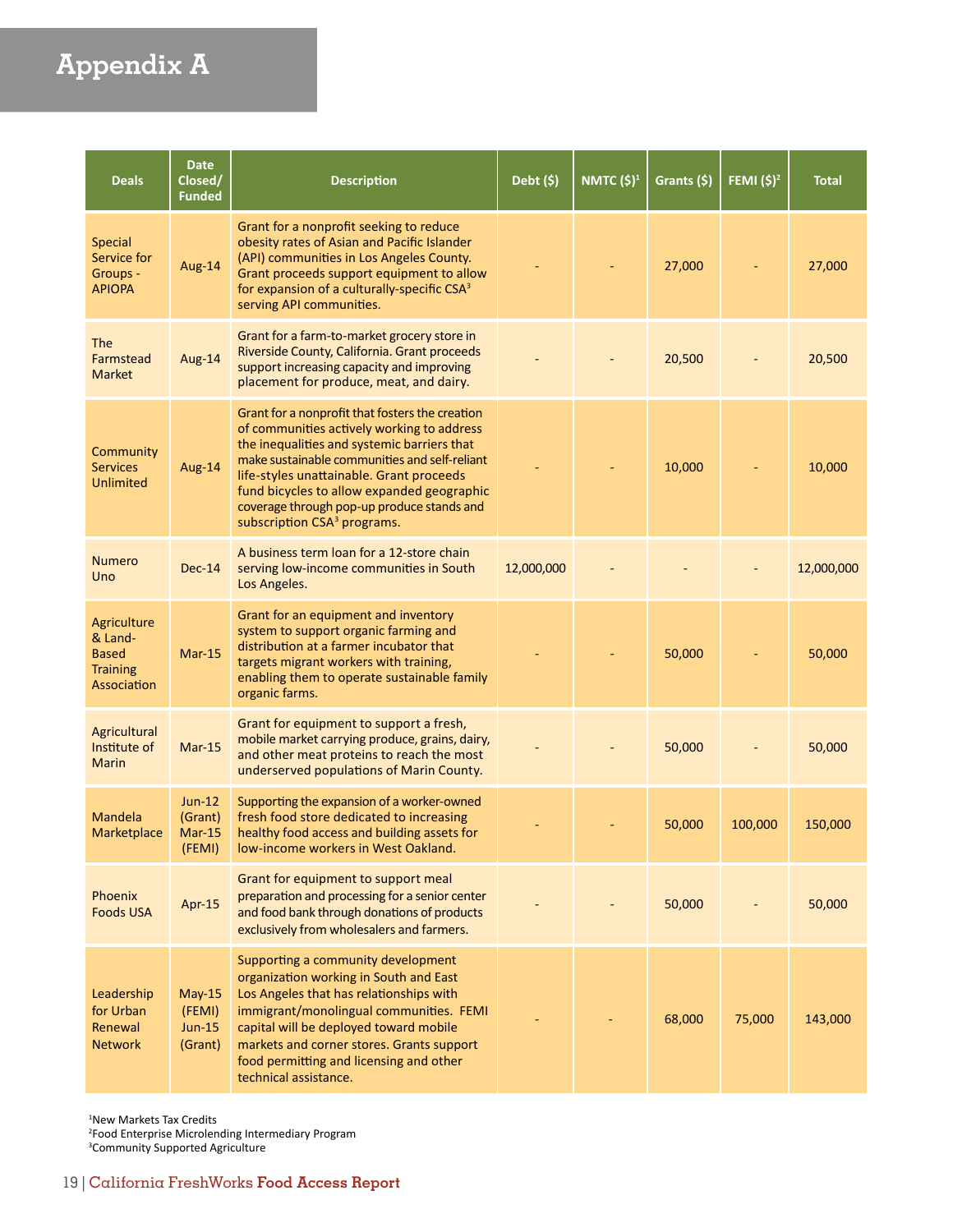# Appendix A

| Deals | Date Closed/ Funded | Description | Debt ($) | NMTC ($)[1] | Grants ($) | FEMI ($)[2] | Total |
|---|---|---|---|---|---|---|---|
| Special Service for Groups - APIOPA | Aug-14 | Grant for a nonprofit seeking to reduce obesity rates of Asian and Pacific Islander (API) communities in Los Angeles County. Grant proceeds support equipment to allow for expansion of a culturally-specific CSA[3] serving API communities. | - | - | 27,000 | - | 27,000 |
| The Farmstead Market | Aug-14 | Grant for a farm-to-market grocery store in Riverside County, California. Grant proceeds support increasing capacity and improving placement for produce, meat, and dairy. | - | - | 20,500 | - | 20,500 |
| Community Services Unlimited | Aug-14 | Grant for a nonprofit that fosters the creation of communities actively working to address the inequalities and systemic barriers that make sustainable communities and self-reliant life-styles unattainable. Grant proceeds fund bicycles to allow expanded geographic coverage through pop-up produce stands and subscription CSA[3] programs. | - | - | 10,000 | - | 10,000 |
| Numero Uno | Dec-14 | A business term loan for a 12-store chain serving low-income communities in South Los Angeles. | 12,000,000 | - | - | - | 12,000,000 |
| Agriculture & Land-Based Training Association | Mar-15 | Grant for an equipment and inventory system to support organic farming and distribution at a farmer incubator that targets migrant workers with training, enabling them to operate sustainable family organic farms. | - | - | 50,000 | - | 50,000 |
| Agricultural Institute of Marin | Mar-15 | Grant for equipment to support a fresh, mobile market carrying produce, grains, dairy, and other meat proteins to reach the most underserved populations of Marin County. | - | - | 50,000 | - | 50,000 |
| Mandela Marketplace | Jun-12 (Grant) Mar-15 (FEMI) | Supporting the expansion of a worker-owned fresh food store dedicated to increasing healthy food access and building assets for low-income workers in West Oakland. | - | - | 50,000 | 100,000 | 150,000 |
| Phoenix Foods USA | Apr-15 | Grant for equipment to support meal preparation and processing for a senior center and food bank through donations of products exclusively from wholesalers and farmers. | - | - | 50,000 | - | 50,000 |
| Leadership for Urban Renewal Network | May-15 (FEMI) Jun-15 (Grant) | Supporting a community development organization working in South and East Los Angeles that has relationships with immigrant/monolingual communities. FEMI capital will be deployed toward mobile markets and corner stores. Grants support food permitting and licensing and other technical assistance. | - | - | 68,000 | 75,000 | 143,000 |

[1]New Markets Tax Credits
[2]Food Enterprise Microlending Intermediary Program
[3]Community Supported Agriculture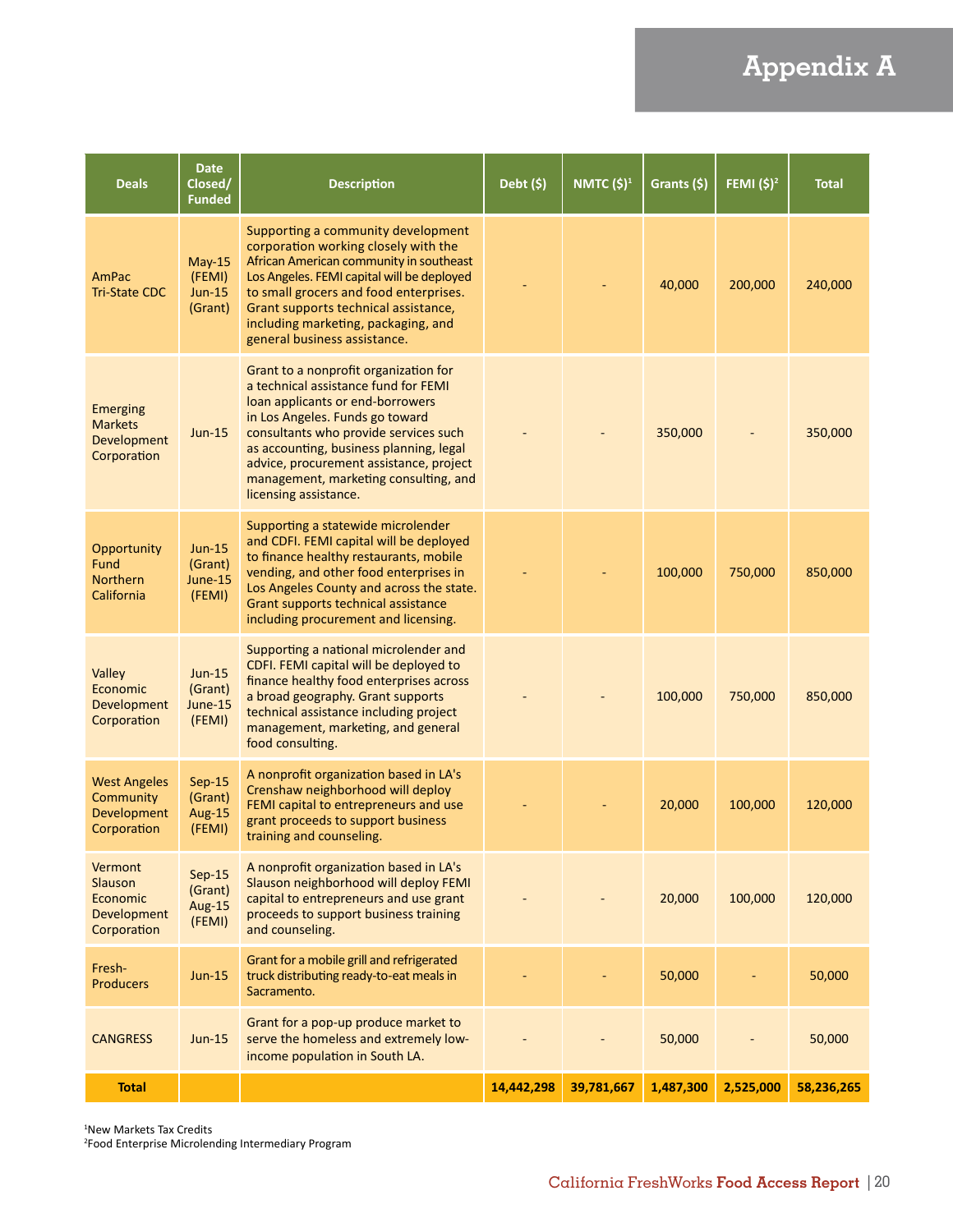# Appendix A

| Deals | Date Closed/ Funded | Description | Debt ($) | NMTC ($)[1] | Grants ($) | FEMI ($)[2] | Total |
|---|---|---|---|---|---|---|---|
| AmPac Tri-State CDC | May-15 (FEMI) Jun-15 (Grant) | Supporting a community development corporation working closely with the African American community in southeast Los Angeles. FEMI capital will be deployed to small grocers and food enterprises. Grant supports technical assistance, including marketing, packaging, and general business assistance. | - | - | 40,000 | 200,000 | 240,000 |
| Emerging Markets Development Corporation | Jun-15 | Grant to a nonprofit organization for a technical assistance fund for FEMI loan applicants or end-borrowers in Los Angeles. Funds go toward consultants who provide services such as accounting, business planning, legal advice, procurement assistance, project management, marketing consulting, and licensing assistance. | - | - | 350,000 | - | 350,000 |
| Opportunity Fund Northern California | Jun-15 (Grant) June-15 (FEMI) | Supporting a statewide microlender and CDFI. FEMI capital will be deployed to finance healthy restaurants, mobile vending, and other food enterprises in Los Angeles County and across the state. Grant supports technical assistance including procurement and licensing. | - | - | 100,000 | 750,000 | 850,000 |
| Valley Economic Development Corporation | Jun-15 (Grant) June-15 (FEMI) | Supporting a national microlender and CDFI. FEMI capital will be deployed to finance healthy food enterprises across a broad geography. Grant supports technical assistance including project management, marketing, and general food consulting. | - | - | 100,000 | 750,000 | 850,000 |
| West Angeles Community Development Corporation | Sep-15 (Grant) Aug-15 (FEMI) | A nonprofit organization based in LA's Crenshaw neighborhood will deploy FEMI capital to entrepreneurs and use grant proceeds to support business training and counseling. | - | - | 20,000 | 100,000 | 120,000 |
| Vermont Slauson Economic Development Corporation | Sep-15 (Grant) Aug-15 (FEMI) | A nonprofit organization based in LA's Slauson neighborhood will deploy FEMI capital to entrepreneurs and use grant proceeds to support business training and counseling. | - | - | 20,000 | 100,000 | 120,000 |
| Fresh-Producers | Jun-15 | Grant for a mobile grill and refrigerated truck distributing ready-to-eat meals in Sacramento. | - | - | 50,000 | - | 50,000 |
| CANGRESS | Jun-15 | Grant for a pop-up produce market to serve the homeless and extremely low-income population in South LA. | - | - | 50,000 | - | 50,000 |
| **Total** | | | **14,442,298** | **39,781,667** | **1,487,300** | **2,525,000** | **58,236,265** |

[1]New Markets Tax Credits
[2]Food Enterprise Microlending Intermediary Program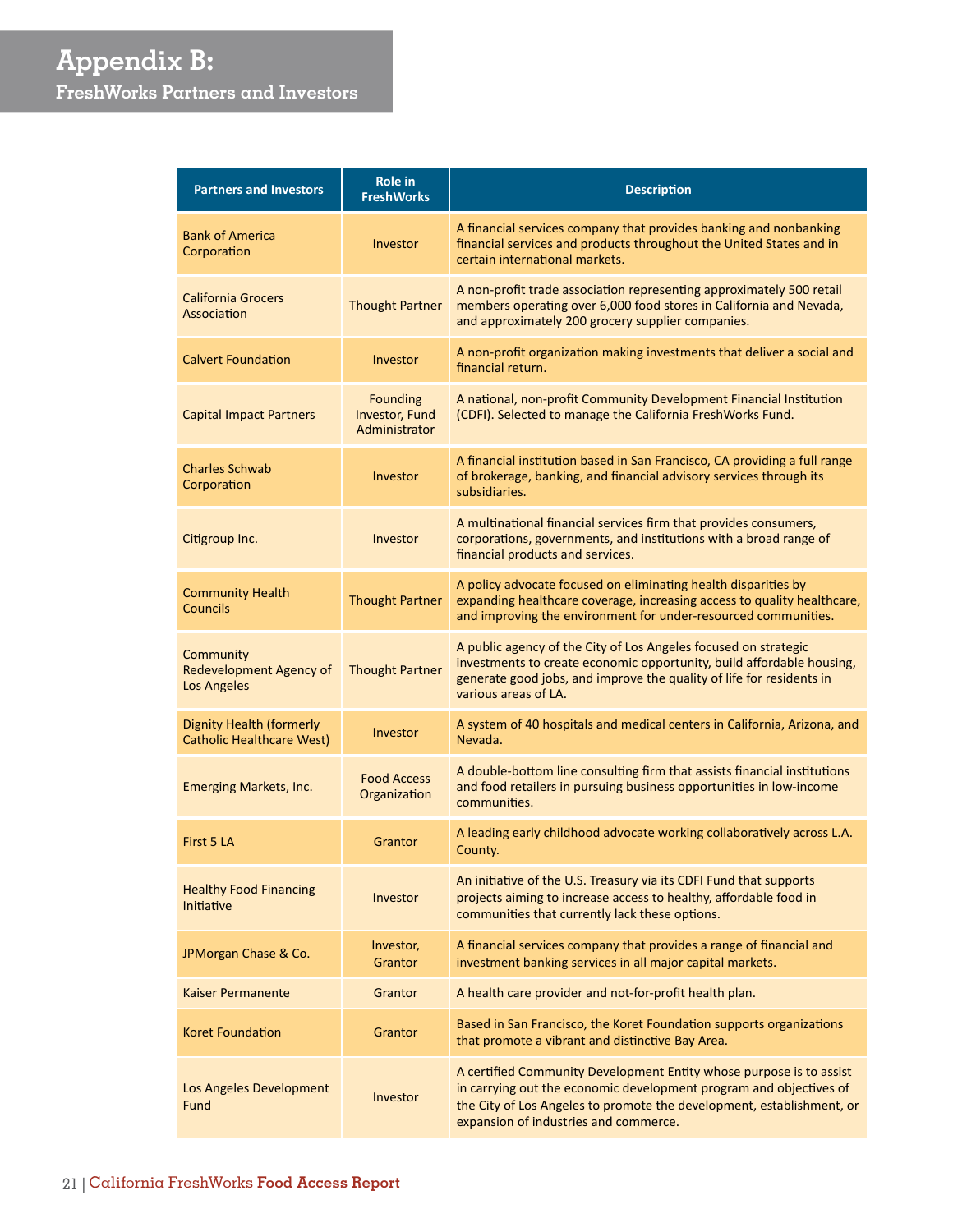# Appendix B:

## FreshWorks Partners and Investors

| Partners and Investors | Role in FreshWorks | Description |
|---|---|---|
| Bank of America Corporation | Investor | A financial services company that provides banking and nonbanking financial services and products throughout the United States and in certain international markets. |
| California Grocers Association | Thought Partner | A non-profit trade association representing approximately 500 retail members operating over 6,000 food stores in California and Nevada, and approximately 200 grocery supplier companies. |
| Calvert Foundation | Investor | A non-profit organization making investments that deliver a social and financial return. |
| Capital Impact Partners | Founding Investor, Fund Administrator | A national, non-profit Community Development Financial Institution (CDFI). Selected to manage the California FreshWorks Fund. |
| Charles Schwab Corporation | Investor | A financial institution based in San Francisco, CA providing a full range of brokerage, banking, and financial advisory services through its subsidiaries. |
| Citigroup Inc. | Investor | A multinational financial services firm that provides consumers, corporations, governments, and institutions with a broad range of financial products and services. |
| Community Health Councils | Thought Partner | A policy advocate focused on eliminating health disparities by expanding healthcare coverage, increasing access to quality healthcare, and improving the environment for under-resourced communities. |
| Community Redevelopment Agency of Los Angeles | Thought Partner | A public agency of the City of Los Angeles focused on strategic investments to create economic opportunity, build affordable housing, generate good jobs, and improve the quality of life for residents in various areas of LA. |
| Dignity Health (formerly Catholic Healthcare West) | Investor | A system of 40 hospitals and medical centers in California, Arizona, and Nevada. |
| Emerging Markets, Inc. | Food Access Organization | A double-bottom line consulting firm that assists financial institutions and food retailers in pursuing business opportunities in low-income communities. |
| First 5 LA | Grantor | A leading early childhood advocate working collaboratively across L.A. County. |
| Healthy Food Financing Initiative | Investor | An initiative of the U.S. Treasury via its CDFI Fund that supports projects aiming to increase access to healthy, affordable food in communities that currently lack these options. |
| JPMorgan Chase & Co. | Investor, Grantor | A financial services company that provides a range of financial and investment banking services in all major capital markets. |
| Kaiser Permanente | Grantor | A health care provider and not-for-profit health plan. |
| Koret Foundation | Grantor | Based in San Francisco, the Koret Foundation supports organizations that promote a vibrant and distinctive Bay Area. |
| Los Angeles Development Fund | Investor | A certified Community Development Entity whose purpose is to assist in carrying out the economic development program and objectives of the City of Los Angeles to promote the development, establishment, or expansion of industries and commerce. |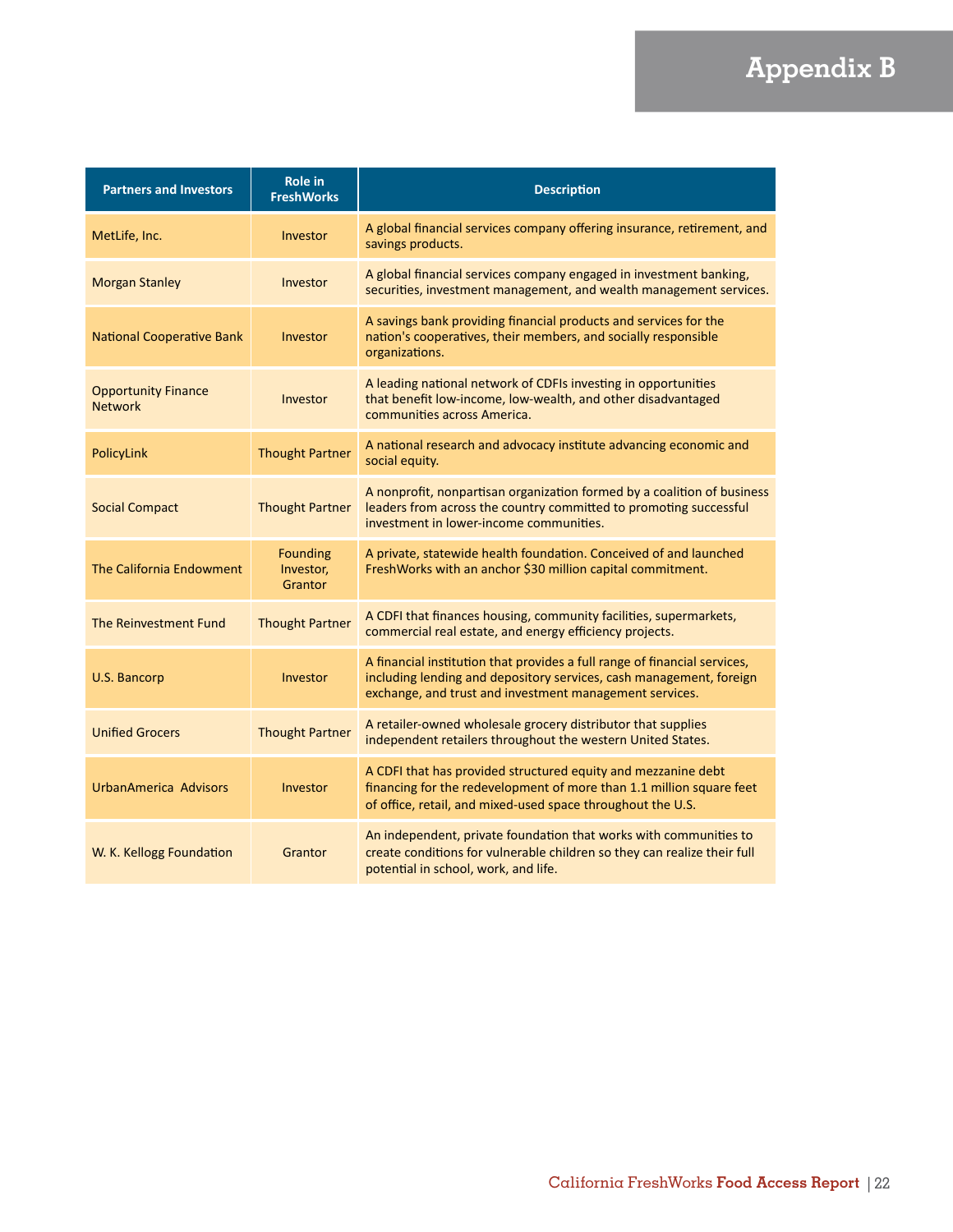# Appendix B

| Partners and Investors | Role in FreshWorks | Description |
|---|---|---|
| MetLife, Inc. | Investor | A global financial services company offering insurance, retirement, and savings products. |
| Morgan Stanley | Investor | A global financial services company engaged in investment banking, securities, investment management, and wealth management services. |
| National Cooperative Bank | Investor | A savings bank providing financial products and services for the nation's cooperatives, their members, and socially responsible organizations. |
| Opportunity Finance Network | Investor | A leading national network of CDFIs investing in opportunities that benefit low-income, low-wealth, and other disadvantaged communities across America. |
| PolicyLink | Thought Partner | A national research and advocacy institute advancing economic and social equity. |
| Social Compact | Thought Partner | A nonprofit, nonpartisan organization formed by a coalition of business leaders from across the country committed to promoting successful investment in lower-income communities. |
| The California Endowment | Founding Investor, Grantor | A private, statewide health foundation. Conceived of and launched FreshWorks with an anchor $30 million capital commitment. |
| The Reinvestment Fund | Thought Partner | A CDFI that finances housing, community facilities, supermarkets, commercial real estate, and energy efficiency projects. |
| U.S. Bancorp | Investor | A financial institution that provides a full range of financial services, including lending and depository services, cash management, foreign exchange, and trust and investment management services. |
| Unified Grocers | Thought Partner | A retailer-owned wholesale grocery distributor that supplies independent retailers throughout the western United States. |
| UrbanAmerica Advisors | Investor | A CDFI that has provided structured equity and mezzanine debt financing for the redevelopment of more than 1.1 million square feet of office, retail, and mixed-used space throughout the U.S. |
| W. K. Kellogg Foundation | Grantor | An independent, private foundation that works with communities to create conditions for vulnerable children so they can realize their full potential in school, work, and life. |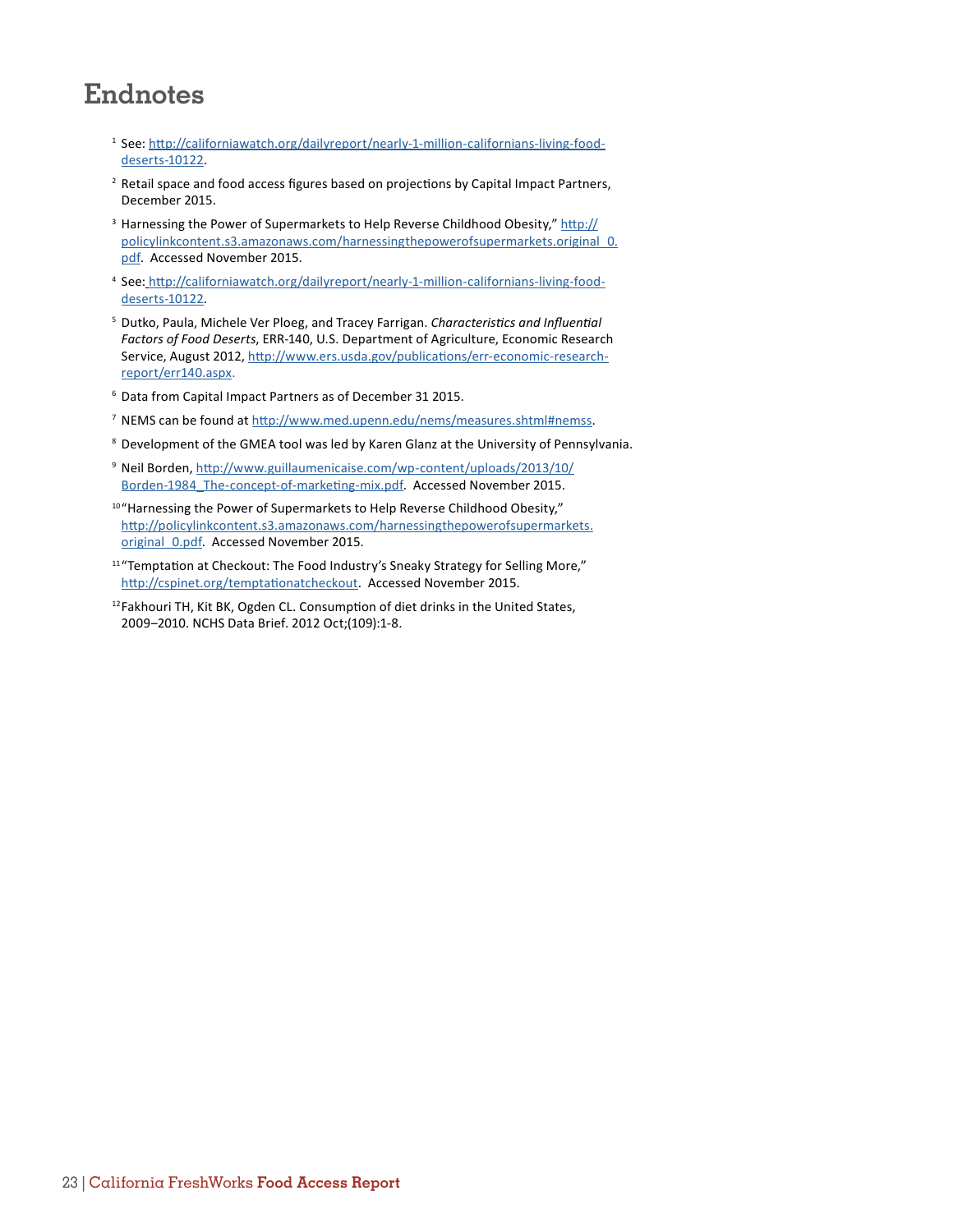# Endnotes

1. See: http://californiawatch.org/dailyreport/nearly-1-million-californians-living-food-deserts-10122.
2. Retail space and food access figures based on projections by Capital Impact Partners, December 2015.
3. Harnessing the Power of Supermarkets to Help Reverse Childhood Obesity," http://policylinkcontent.s3.amazonaws.com/harnessingthepowerofsupermarkets.original_0.pdf. Accessed November 2015.
4. See: http://californiawatch.org/dailyreport/nearly-1-million-californians-living-food-deserts-10122.
5. Dutko, Paula, Michele Ver Ploeg, and Tracey Farrigan. *Characteristics and Influential Factors of Food Deserts*, ERR-140, U.S. Department of Agriculture, Economic Research Service, August 2012, http://www.ers.usda.gov/publications/err-economic-research-report/err140.aspx.
6. Data from Capital Impact Partners as of December 31 2015.
7. NEMS can be found at http://www.med.upenn.edu/nems/measures.shtml#nemss.
8. Development of the GMEA tool was led by Karen Glanz at the University of Pennsylvania.
9. Neil Borden, http://www.guillaumenicaise.com/wp-content/uploads/2013/10/Borden-1984_The-concept-of-marketing-mix.pdf. Accessed November 2015.
10. "Harnessing the Power of Supermarkets to Help Reverse Childhood Obesity," http://policylinkcontent.s3.amazonaws.com/harnessingthepowerofsupermarkets.original_0.pdf. Accessed November 2015.
11. "Temptation at Checkout: The Food Industry's Sneaky Strategy for Selling More," http://cspinet.org/temptationatcheckout. Accessed November 2015.
12. Fakhouri TH, Kit BK, Ogden CL. Consumption of diet drinks in the United States, 2009–2010. NCHS Data Brief. 2012 Oct;(109):1-8.